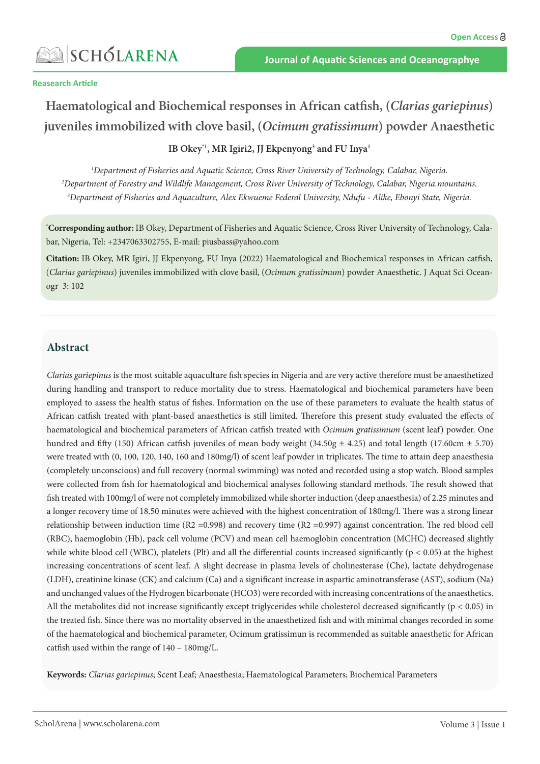Reasearch Article

# Haematological and Biochemical responses in African catfish, (*Clarias gariepinus*) juveniles immobilized with clove basil, (*Ocimum gratissimum*) powder Anaesthetic

**IB Okey*[1], MR Igiri2, JJ Ekpenyong[3] and FU Inya[1]**

[1]*Department of Fisheries and Aquatic Science, Cross River University of Technology, Calabar, Nigeria.*
[2]*Department of Forestry and Wildlife Management, Cross River University of Technology, Calabar, Nigeria.mountains.*
[3]*Department of Fisheries and Aquaculture, Alex Ekwueme Federal University, Ndufu - Alike, Ebonyi State, Nigeria.*

***Corresponding author:** IB Okey, Department of Fisheries and Aquatic Science, Cross River University of Technology, Calabar, Nigeria, Tel: +2347063302755, E-mail: piusbass@yahoo.com

**Citation:** IB Okey, MR Igiri, JJ Ekpenyong, FU Inya (2022) Haematological and Biochemical responses in African catfish, (*Clarias gariepinus*) juveniles immobilized with clove basil, (*Ocimum gratissimum*) powder Anaesthetic. J Aquat Sci Oceanogr 3: 102

## Abstract

*Clarias gariepinus* is the most suitable aquaculture fish species in Nigeria and are very active therefore must be anaesthetized during handling and transport to reduce mortality due to stress. Haematological and biochemical parameters have been employed to assess the health status of fishes. Information on the use of these parameters to evaluate the health status of African catfish treated with plant-based anaesthetics is still limited. Therefore this present study evaluated the effects of haematological and biochemical parameters of African catfish treated with *Ocimum gratissimum* (scent leaf) powder. One hundred and fifty (150) African catfish juveniles of mean body weight (34.50g ± 4.25) and total length (17.60cm ± 5.70) were treated with (0, 100, 120, 140, 160 and 180mg/l) of scent leaf powder in triplicates. The time to attain deep anaesthesia (completely unconscious) and full recovery (normal swimming) was noted and recorded using a stop watch. Blood samples were collected from fish for haematological and biochemical analyses following standard methods. The result showed that fish treated with 100mg/l of were not completely immobilized while shorter induction (deep anaesthesia) of 2.25 minutes and a longer recovery time of 18.50 minutes were achieved with the highest concentration of 180mg/l. There was a strong linear relationship between induction time ($R2$ =0.998) and recovery time ($R2$ =0.997) against concentration. The red blood cell (RBC), haemoglobin (Hb), pack cell volume (PCV) and mean cell haemoglobin concentration (MCHC) decreased slightly while white blood cell (WBC), platelets (Plt) and all the differential counts increased significantly ($p < 0.05$) at the highest increasing concentrations of scent leaf. A slight decrease in plasma levels of cholinesterase (Che), lactate dehydrogenase (LDH), creatinine kinase (CK) and calcium (Ca) and a significant increase in aspartic aminotransferase (AST), sodium (Na) and unchanged values of the Hydrogen bicarbonate ($HCO3$) were recorded with increasing concentrations of the anaesthetics. All the metabolites did not increase significantly except triglycerides while cholesterol decreased significantly ($p < 0.05$) in the treated fish. Since there was no mortality observed in the anaesthetized fish and with minimal changes recorded in some of the haematological and biochemical parameter, Ocimum gratissimun is recommended as suitable anaesthetic for African catfish used within the range of 140 – 180mg/L.

**Keywords:** *Clarias gariepinus*; Scent Leaf; Anaesthesia; Haematological Parameters; Biochemical Parameters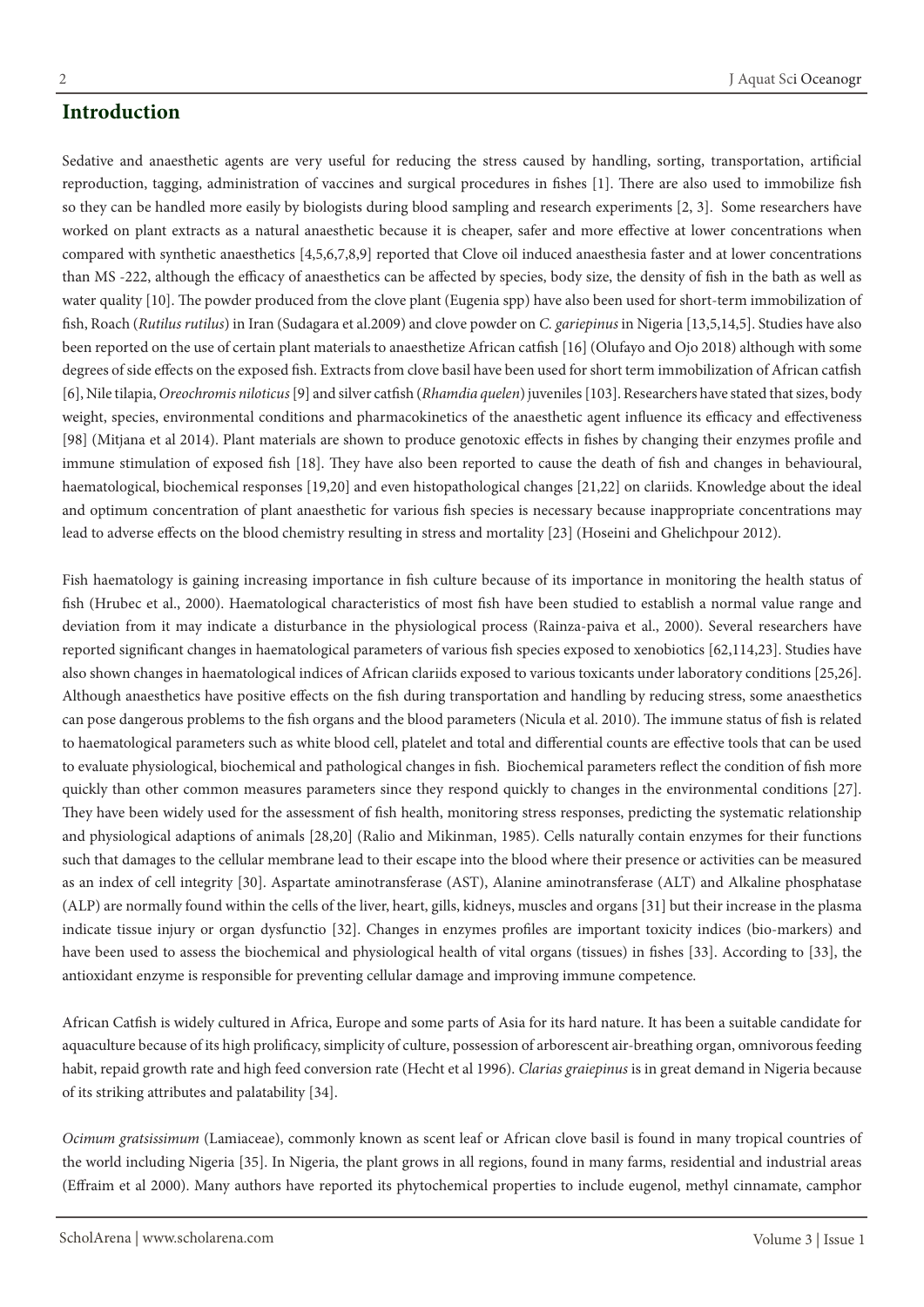## Introduction

Sedative and anaesthetic agents are very useful for reducing the stress caused by handling, sorting, transportation, artificial reproduction, tagging, administration of vaccines and surgical procedures in fishes [1]. There are also used to immobilize fish so they can be handled more easily by biologists during blood sampling and research experiments [2, 3]. Some researchers have worked on plant extracts as a natural anaesthetic because it is cheaper, safer and more effective at lower concentrations when compared with synthetic anaesthetics [4,5,6,7,8,9] reported that Clove oil induced anaesthesia faster and at lower concentrations than MS -222, although the efficacy of anaesthetics can be affected by species, body size, the density of fish in the bath as well as water quality [10]. The powder produced from the clove plant (Eugenia spp) have also been used for short-term immobilization of fish, Roach (*Rutilus rutilus*) in Iran (Sudagara et al.2009) and clove powder on *C. gariepinus* in Nigeria [13,5,14,5]. Studies have also been reported on the use of certain plant materials to anaesthetize African catfish [16] (Olufayo and Ojo 2018) although with some degrees of side effects on the exposed fish. Extracts from clove basil have been used for short term immobilization of African catfish [6], Nile tilapia, *Oreochromis niloticus* [9] and silver catfish (*Rhamdia quelen*) juveniles [103]. Researchers have stated that sizes, body weight, species, environmental conditions and pharmacokinetics of the anaesthetic agent influence its efficacy and effectiveness [98] (Mitjana et al 2014). Plant materials are shown to produce genotoxic effects in fishes by changing their enzymes profile and immune stimulation of exposed fish [18]. They have also been reported to cause the death of fish and changes in behavioural, haematological, biochemical responses [19,20] and even histopathological changes [21,22] on clariids. Knowledge about the ideal and optimum concentration of plant anaesthetic for various fish species is necessary because inappropriate concentrations may lead to adverse effects on the blood chemistry resulting in stress and mortality [23] (Hoseini and Ghelichpour 2012).

Fish haematology is gaining increasing importance in fish culture because of its importance in monitoring the health status of fish (Hrubec et al., 2000). Haematological characteristics of most fish have been studied to establish a normal value range and deviation from it may indicate a disturbance in the physiological process (Rainza-paiva et al., 2000). Several researchers have reported significant changes in haematological parameters of various fish species exposed to xenobiotics [62,114,23]. Studies have also shown changes in haematological indices of African clariids exposed to various toxicants under laboratory conditions [25,26]. Although anaesthetics have positive effects on the fish during transportation and handling by reducing stress, some anaesthetics can pose dangerous problems to the fish organs and the blood parameters (Nicula et al. 2010). The immune status of fish is related to haematological parameters such as white blood cell, platelet and total and differential counts are effective tools that can be used to evaluate physiological, biochemical and pathological changes in fish. Biochemical parameters reflect the condition of fish more quickly than other common measures parameters since they respond quickly to changes in the environmental conditions [27]. They have been widely used for the assessment of fish health, monitoring stress responses, predicting the systematic relationship and physiological adaptions of animals [28,20] (Ralio and Mikinman, 1985). Cells naturally contain enzymes for their functions such that damages to the cellular membrane lead to their escape into the blood where their presence or activities can be measured as an index of cell integrity [30]. Aspartate aminotransferase (AST), Alanine aminotransferase (ALT) and Alkaline phosphatase (ALP) are normally found within the cells of the liver, heart, gills, kidneys, muscles and organs [31] but their increase in the plasma indicate tissue injury or organ dysfunctio [32]. Changes in enzymes profiles are important toxicity indices (bio-markers) and have been used to assess the biochemical and physiological health of vital organs (tissues) in fishes [33]. According to [33], the antioxidant enzyme is responsible for preventing cellular damage and improving immune competence.

African Catfish is widely cultured in Africa, Europe and some parts of Asia for its hard nature. It has been a suitable candidate for aquaculture because of its high prolificacy, simplicity of culture, possession of arborescent air-breathing organ, omnivorous feeding habit, repaid growth rate and high feed conversion rate (Hecht et al 1996). *Clarias graiepinus* is in great demand in Nigeria because of its striking attributes and palatability [34].

*Ocimum gratsissimum* (Lamiaceae), commonly known as scent leaf or African clove basil is found in many tropical countries of the world including Nigeria [35]. In Nigeria, the plant grows in all regions, found in many farms, residential and industrial areas (Effraim et al 2000). Many authors have reported its phytochemical properties to include eugenol, methyl cinnamate, camphor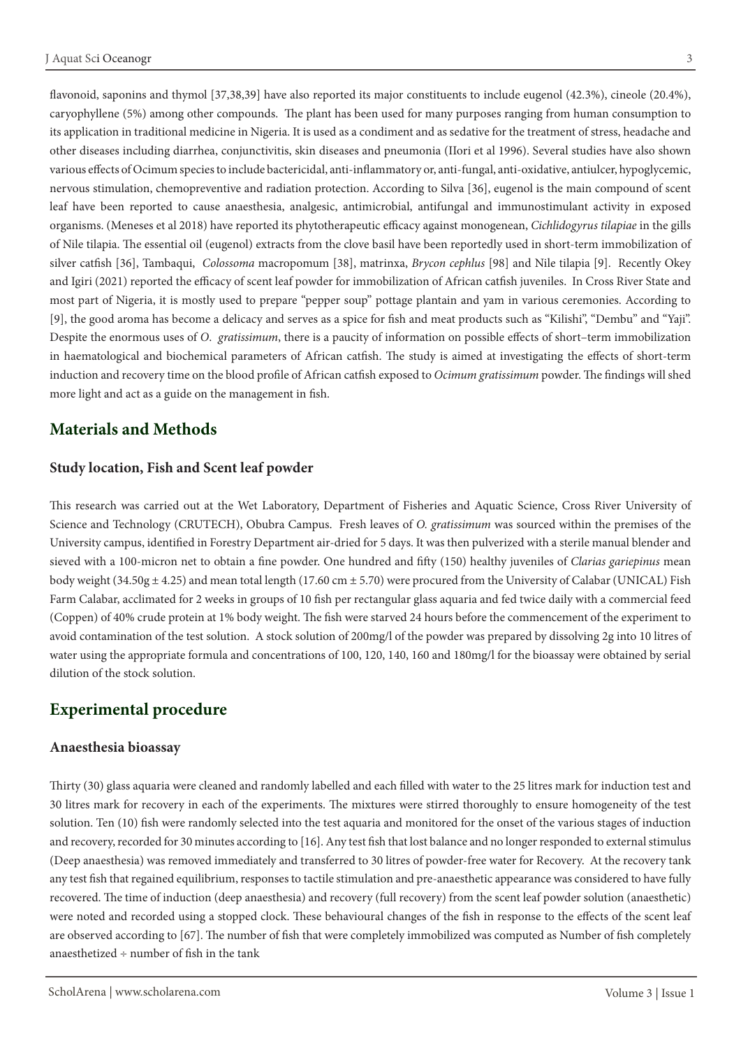flavonoid, saponins and thymol [37,38,39] have also reported its major constituents to include eugenol (42.3%), cineole (20.4%), caryophyllene (5%) among other compounds. The plant has been used for many purposes ranging from human consumption to its application in traditional medicine in Nigeria. It is used as a condiment and as sedative for the treatment of stress, headache and other diseases including diarrhea, conjunctivitis, skin diseases and pneumonia (IIori et al 1996). Several studies have also shown various effects of Ocimum species to include bactericidal, anti-inflammatory or, anti-fungal, anti-oxidative, antiulcer, hypoglycemic, nervous stimulation, chemopreventive and radiation protection. According to Silva [36], eugenol is the main compound of scent leaf have been reported to cause anaesthesia, analgesic, antimicrobial, antifungal and immunostimulant activity in exposed organisms. (Meneses et al 2018) have reported its phytotherapeutic efficacy against monogenean, *Cichlidogyrus tilapiae* in the gills of Nile tilapia. The essential oil (eugenol) extracts from the clove basil have been reportedly used in short-term immobilization of silver catfish [36], Tambaqui, *Colossoma* macropomum [38], matrinxa, *Brycon cephlus* [98] and Nile tilapia [9]. Recently Okey and Igiri (2021) reported the efficacy of scent leaf powder for immobilization of African catfish juveniles. In Cross River State and most part of Nigeria, it is mostly used to prepare "pepper soup" pottage plantain and yam in various ceremonies. According to [9], the good aroma has become a delicacy and serves as a spice for fish and meat products such as "Kilishi", "Dembu" and "Yaji". Despite the enormous uses of *O. gratissimum*, there is a paucity of information on possible effects of short–term immobilization in haematological and biochemical parameters of African catfish. The study is aimed at investigating the effects of short-term induction and recovery time on the blood profile of African catfish exposed to *Ocimum gratissimum* powder. The findings will shed more light and act as a guide on the management in fish.

## Materials and Methods

### Study location, Fish and Scent leaf powder

This research was carried out at the Wet Laboratory, Department of Fisheries and Aquatic Science, Cross River University of Science and Technology (CRUTECH), Obubra Campus. Fresh leaves of *O. gratissimum* was sourced within the premises of the University campus, identified in Forestry Department air-dried for 5 days. It was then pulverized with a sterile manual blender and sieved with a 100-micron net to obtain a fine powder. One hundred and fifty (150) healthy juveniles of *Clarias gariepinus* mean body weight (34.50g ± 4.25) and mean total length (17.60 cm ± 5.70) were procured from the University of Calabar (UNICAL) Fish Farm Calabar, acclimated for 2 weeks in groups of 10 fish per rectangular glass aquaria and fed twice daily with a commercial feed (Coppen) of 40% crude protein at 1% body weight. The fish were starved 24 hours before the commencement of the experiment to avoid contamination of the test solution. A stock solution of 200mg/l of the powder was prepared by dissolving 2g into 10 litres of water using the appropriate formula and concentrations of 100, 120, 140, 160 and 180mg/l for the bioassay were obtained by serial dilution of the stock solution.

## Experimental procedure

### Anaesthesia bioassay

Thirty (30) glass aquaria were cleaned and randomly labelled and each filled with water to the 25 litres mark for induction test and 30 litres mark for recovery in each of the experiments. The mixtures were stirred thoroughly to ensure homogeneity of the test solution. Ten (10) fish were randomly selected into the test aquaria and monitored for the onset of the various stages of induction and recovery, recorded for 30 minutes according to [16]. Any test fish that lost balance and no longer responded to external stimulus (Deep anaesthesia) was removed immediately and transferred to 30 litres of powder-free water for Recovery. At the recovery tank any test fish that regained equilibrium, responses to tactile stimulation and pre-anaesthetic appearance was considered to have fully recovered. The time of induction (deep anaesthesia) and recovery (full recovery) from the scent leaf powder solution (anaesthetic) were noted and recorded using a stopped clock. These behavioural changes of the fish in response to the effects of the scent leaf are observed according to [67]. The number of fish that were completely immobilized was computed as Number of fish completely anaesthetized ÷ number of fish in the tank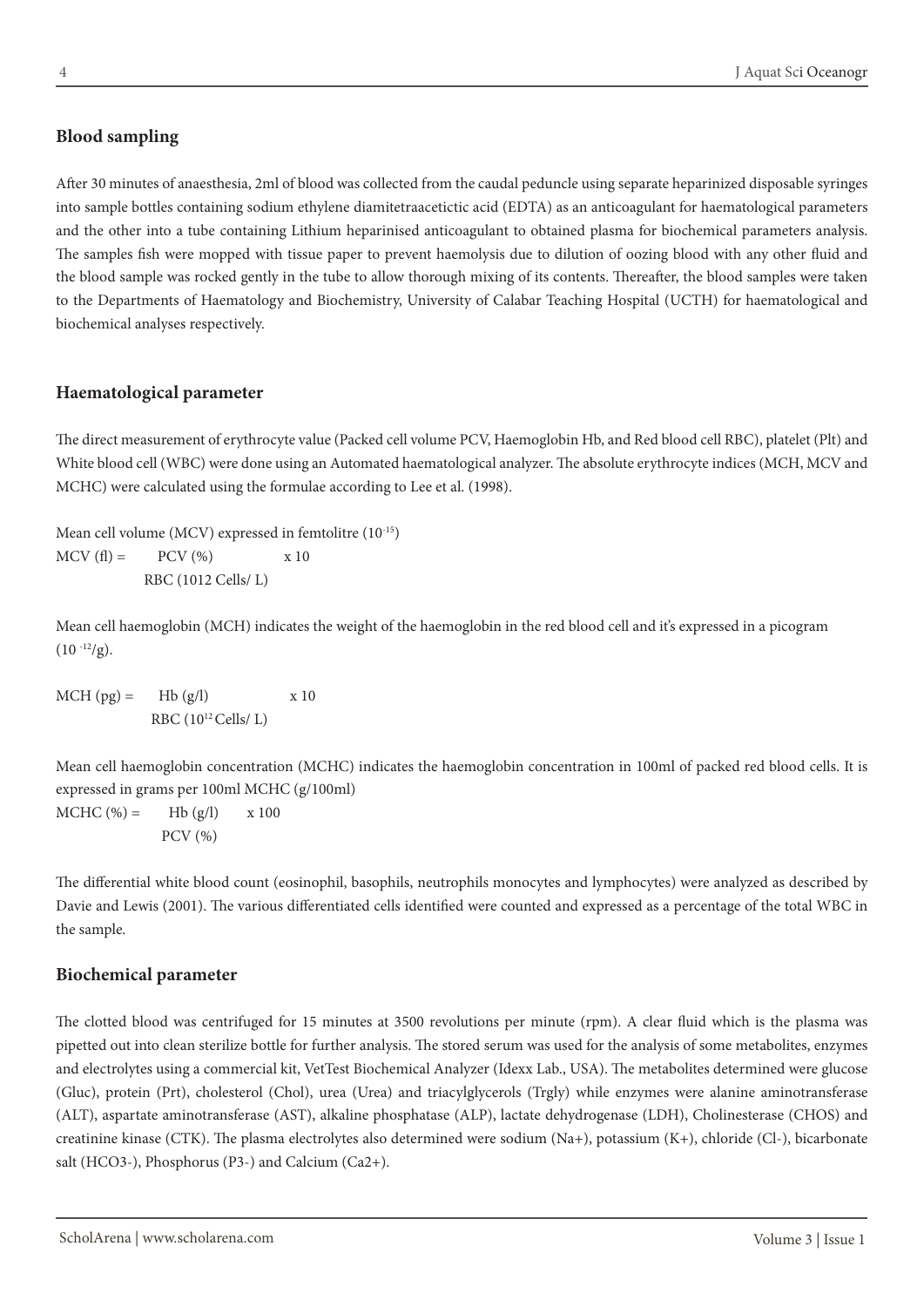## Blood sampling

After 30 minutes of anaesthesia, 2ml of blood was collected from the caudal peduncle using separate heparinized disposable syringes into sample bottles containing sodium ethylene diamitetraacetictic acid (EDTA) as an anticoagulant for haematological parameters and the other into a tube containing Lithium heparinised anticoagulant to obtained plasma for biochemical parameters analysis. The samples fish were mopped with tissue paper to prevent haemolysis due to dilution of oozing blood with any other fluid and the blood sample was rocked gently in the tube to allow thorough mixing of its contents. Thereafter, the blood samples were taken to the Departments of Haematology and Biochemistry, University of Calabar Teaching Hospital (UCTH) for haematological and biochemical analyses respectively.

## Haematological parameter

The direct measurement of erythrocyte value (Packed cell volume PCV, Haemoglobin Hb, and Red blood cell RBC), platelet (Plt) and White blood cell (WBC) were done using an Automated haematological analyzer. The absolute erythrocyte indices (MCH, MCV and MCHC) were calculated using the formulae according to Lee et al. (1998).

Mean cell volume (MCV) expressed in femtolitre ($10^{-15}$)

$$MCV\ (fl) = \frac{PCV\ (\%)}{RBC\ (1012\ Cells/\ L)} \times 10$$

Mean cell haemoglobin (MCH) indicates the weight of the haemoglobin in the red blood cell and it's expressed in a picogram ($10^{-12}$/g).

$$MCH\ (pg) = \frac{Hb\ (g/l)}{RBC\ (10^{12}\ Cells/\ L)} \times 10$$

Mean cell haemoglobin concentration (MCHC) indicates the haemoglobin concentration in 100ml of packed red blood cells. It is expressed in grams per 100ml MCHC (g/100ml)

$$MCHC\ (\%) = \frac{Hb\ (g/l)}{PCV\ (\%)} \times 100$$

The differential white blood count (eosinophil, basophils, neutrophils monocytes and lymphocytes) were analyzed as described by Davie and Lewis (2001). The various differentiated cells identified were counted and expressed as a percentage of the total WBC in the sample.

## Biochemical parameter

The clotted blood was centrifuged for 15 minutes at 3500 revolutions per minute (rpm). A clear fluid which is the plasma was pipetted out into clean sterilize bottle for further analysis. The stored serum was used for the analysis of some metabolites, enzymes and electrolytes using a commercial kit, VetTest Biochemical Analyzer (Idexx Lab., USA). The metabolites determined were glucose (Gluc), protein (Prt), cholesterol (Chol), urea (Urea) and triacylglycerols (Trgly) while enzymes were alanine aminotransferase (ALT), aspartate aminotransferase (AST), alkaline phosphatase (ALP), lactate dehydrogenase (LDH), Cholinesterase (CHOS) and creatinine kinase (CTK). The plasma electrolytes also determined were sodium ($Na^+$), potassium ($K^+$), chloride ($Cl^-$), bicarbonate salt ($HCO_3^-$), Phosphorus ($P^{3-}$) and Calcium ($Ca^{2+}$).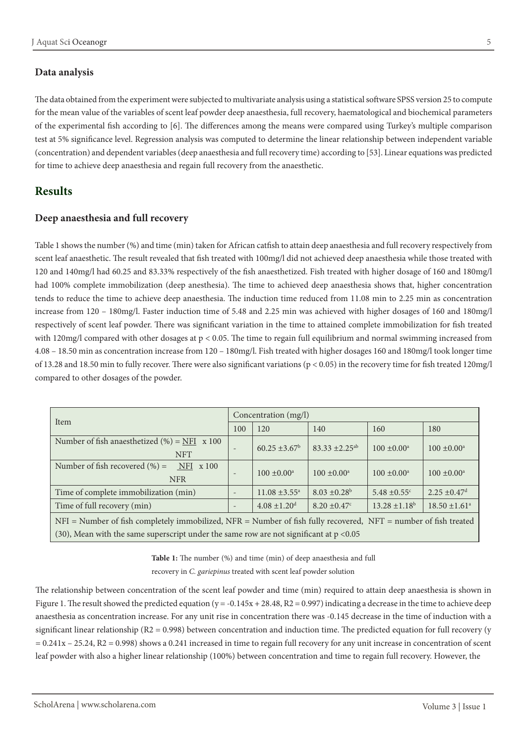### Data analysis

The data obtained from the experiment were subjected to multivariate analysis using a statistical software SPSS version 25 to compute for the mean value of the variables of scent leaf powder deep anaesthesia, full recovery, haematological and biochemical parameters of the experimental fish according to [6]. The differences among the means were compared using Turkey's multiple comparison test at 5% significance level. Regression analysis was computed to determine the linear relationship between independent variable (concentration) and dependent variables (deep anaesthesia and full recovery time) according to [53]. Linear equations was predicted for time to achieve deep anaesthesia and regain full recovery from the anaesthetic.

## Results

### Deep anaesthesia and full recovery

Table 1 shows the number (%) and time (min) taken for African catfish to attain deep anaesthesia and full recovery respectively from scent leaf anaesthetic. The result revealed that fish treated with 100mg/l did not achieved deep anaesthesia while those treated with 120 and 140mg/l had 60.25 and 83.33% respectively of the fish anaesthetized. Fish treated with higher dosage of 160 and 180mg/l had 100% complete immobilization (deep anesthesia). The time to achieved deep anaesthesia shows that, higher concentration tends to reduce the time to achieve deep anaesthesia. The induction time reduced from 11.08 min to 2.25 min as concentration increase from 120 – 180mg/l. Faster induction time of 5.48 and 2.25 min was achieved with higher dosages of 160 and 180mg/l respectively of scent leaf powder. There was significant variation in the time to attained complete immobilization for fish treated with 120mg/l compared with other dosages at $p < 0.05$. The time to regain full equilibrium and normal swimming increased from 4.08 – 18.50 min as concentration increase from 120 – 180mg/l. Fish treated with higher dosages 160 and 180mg/l took longer time of 13.28 and 18.50 min to fully recover. There were also significant variations ($p < 0.05$) in the recovery time for fish treated 120mg/l compared to other dosages of the powder.

| Item | Concentration (mg/l) | | | | |
|---|---|---|---|---|---|
| | 100 | 120 | 140 | 160 | 180 |
| Number of fish anaesthetized (%) = $\frac{NFI}{NFT} \times 100$ | - | $60.25 \pm 3.67^{b}$ | $83.33 \pm 2.25^{ab}$ | $100 \pm 0.00^{a}$ | $100 \pm 0.00^{a}$ |
| Number of fish recovered (%) = $\frac{NFI}{NFR} \times 100$ | - | $100 \pm 0.00^{a}$ | $100 \pm 0.00^{a}$ | $100 \pm 0.00^{a}$ | $100 \pm 0.00^{a}$ |
| Time of complete immobilization (min) | - | $11.08 \pm 3.55^{a}$ | $8.03 \pm 0.28^{b}$ | $5.48 \pm 0.55^{c}$ | $2.25 \pm 0.47^{d}$ |
| Time of full recovery (min) | - | $4.08 \pm 1.20^{d}$ | $8.20 \pm 0.47^{c}$ | $13.28 \pm 1.18^{b}$ | $18.50 \pm 1.61^{a}$ |

NFI = Number of fish completely immobilized, NFR = Number of fish fully recovered, NFT = number of fish treated (30), Mean with the same superscript under the same row are not significant at $p < 0.05$

**Table 1:** The number (%) and time (min) of deep anaesthesia and full recovery in *C. gariepinus* treated with scent leaf powder solution

The relationship between concentration of the scent leaf powder and time (min) required to attain deep anaesthesia is shown in Figure 1. The result showed the predicted equation ($y = -0.145x + 28.48$, $R2 = 0.997$) indicating a decrease in the time to achieve deep anaesthesia as concentration increase. For any unit rise in concentration there was -0.145 decrease in the time of induction with a significant linear relationship ($R2 = 0.998$) between concentration and induction time. The predicted equation for full recovery ($y = 0.241x – 25.24$, $R2 = 0.998$) shows a 0.241 increased in time to regain full recovery for any unit increase in concentration of scent leaf powder with also a higher linear relationship (100%) between concentration and time to regain full recovery. However, the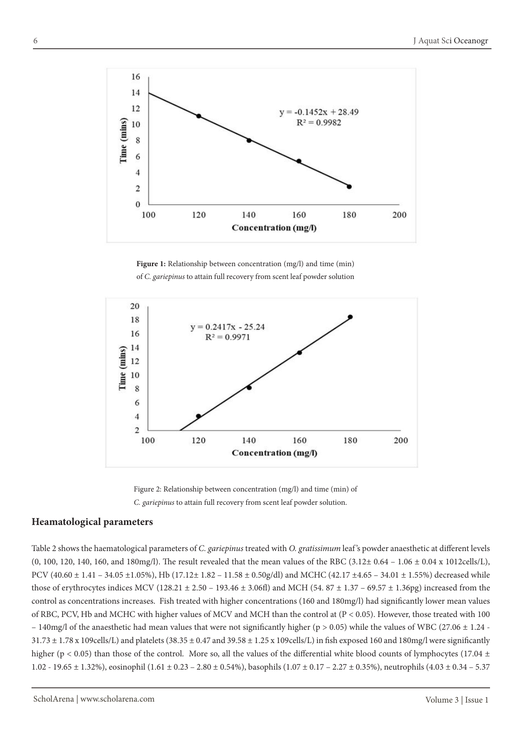Figure 1: Relationship between concentration (mg/l) and time (min) of *C. gariepinus* to attain full recovery from scent leaf powder solution

Figure 2: Relationship between concentration (mg/l) and time (min) of *C. gariepinus* to attain full recovery from scent leaf powder solution.

## Heamatological parameters

Table 2 shows the haematological parameters of *C. gariepinus* treated with *O. gratissimum* leaf's powder anaesthetic at different levels (0, 100, 120, 140, 160, and 180mg/l). The result revealed that the mean values of the RBC (3.12± 0.64 – 1.06 ± 0.04 x 1012cells/L), PCV (40.60 ± 1.41 – 34.05 ±1.05%), Hb (17.12± 1.82 – 11.58 ± 0.50g/dl) and MCHC (42.17 ±4.65 – 34.01 ± 1.55%) decreased while those of erythrocytes indices MCV (128.21 ± 2.50 – 193.46 ± 3.06fl) and MCH (54. 87 ± 1.37 – 69.57 ± 1.36pg) increased from the control as concentrations increases. Fish treated with higher concentrations (160 and 180mg/l) had significantly lower mean values of RBC, PCV, Hb and MCHC with higher values of MCV and MCH than the control at ($P < 0.05$). However, those treated with 100 – 140mg/l of the anaesthetic had mean values that were not significantly higher ($p > 0.05$) while the values of WBC (27.06 ± 1.24 - 31.73 ± 1.78 x 109cells/L) and platelets (38.35 ± 0.47 and 39.58 ± 1.25 x 109cells/L) in fish exposed 160 and 180mg/l were significantly higher ($p < 0.05$) than those of the control. More so, all the values of the differential white blood counts of lymphocytes (17.04 ± 1.02 - 19.65 ± 1.32%), eosinophil (1.61 ± 0.23 – 2.80 ± 0.54%), basophils (1.07 ± 0.17 – 2.27 ± 0.35%), neutrophils (4.03 ± 0.34 – 5.37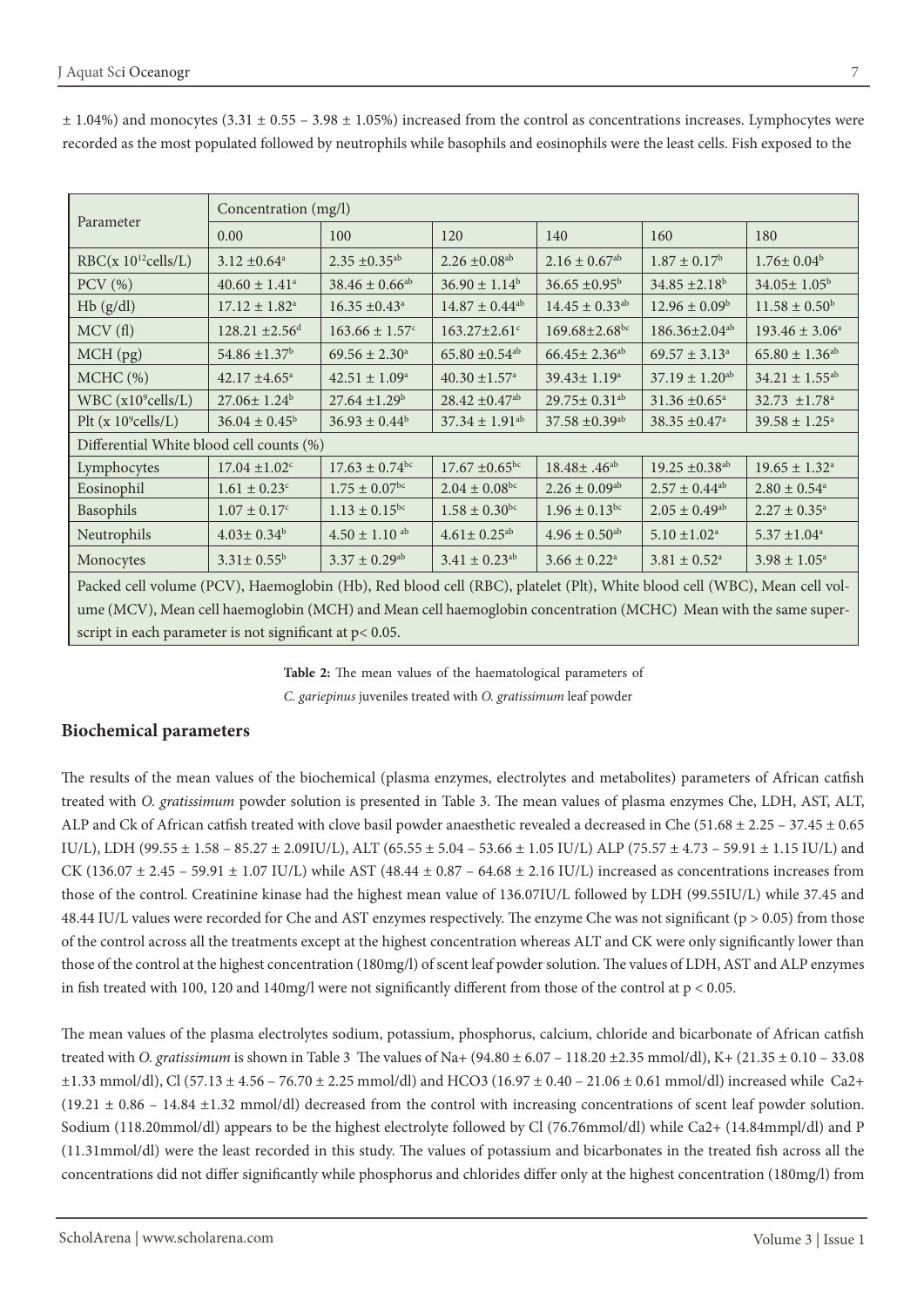± 1.04%) and monocytes (3.31 ± 0.55 – 3.98 ± 1.05%) increased from the control as concentrations increases. Lymphocytes were recorded as the most populated followed by neutrophils while basophils and eosinophils were the least cells. Fish exposed to the

| Parameter | Concentration (mg/l) | | | | | |
|---|---|---|---|---|---|---|
| | 0.00 | 100 | 120 | 140 | 160 | 180 |
| RBC(x $10^{12}$cells/L) | 3.12 ±0.64$^{a}$ | 2.35 ±0.35$^{ab}$ | 2.26 ±0.08$^{ab}$ | 2.16 ± 0.67$^{ab}$ | 1.87 ± 0.17$^{b}$ | 1.76± 0.04$^{b}$ |
| PCV (%) | 40.60 ± 1.41$^{a}$ | 38.46 ± 0.66$^{ab}$ | 36.90 ± 1.14$^{b}$ | 36.65 ±0.95$^{b}$ | 34.85 ±2.18$^{b}$ | 34.05± 1.05$^{b}$ |
| Hb (g/dl) | 17.12 ± 1.82$^{a}$ | 16.35 ±0.43$^{a}$ | 14.87 ± 0.44$^{ab}$ | 14.45 ± 0.33$^{ab}$ | 12.96 ± 0.09$^{b}$ | 11.58 ± 0.50$^{b}$ |
| MCV (fl) | 128.21 ±2.56$^{d}$ | 163.66 ± 1.57$^{c}$ | 163.27±2.61$^{c}$ | 169.68±2.68$^{bc}$ | 186.36±2.04$^{ab}$ | 193.46 ± 3.06$^{a}$ |
| MCH (pg) | 54.86 ±1.37$^{b}$ | 69.56 ± 2.30$^{a}$ | 65.80 ±0.54$^{ab}$ | 66.45± 2.36$^{ab}$ | 69.57 ± 3.13$^{a}$ | 65.80 ± 1.36$^{ab}$ |
| MCHC (%) | 42.17 ±4.65$^{a}$ | 42.51 ± 1.09$^{a}$ | 40.30 ±1.57$^{a}$ | 39.43± 1.19$^{a}$ | 37.19 ± 1.20$^{ab}$ | 34.21 ± 1.55$^{ab}$ |
| WBC (x$10^{9}$cells/L) | 27.06± 1.24$^{b}$ | 27.64 ±1.29$^{b}$ | 28.42 ±0.47$^{ab}$ | 29.75± 0.31$^{ab}$ | 31.36 ±0.65$^{a}$ | 32.73 ±1.78$^{a}$ |
| Plt (x $10^{9}$cells/L) | 36.04 ± 0.45$^{b}$ | 36.93 ± 0.44$^{b}$ | 37.34 ± 1.91$^{ab}$ | 37.58 ±0.39$^{ab}$ | 38.35 ±0.47$^{a}$ | 39.58 ± 1.25$^{a}$ |
| Differential White blood cell counts (%) | | | | | | |
| Lymphocytes | 17.04 ±1.02$^{c}$ | 17.63 ± 0.74$^{bc}$ | 17.67 ±0.65$^{bc}$ | 18.48± .46$^{ab}$ | 19.25 ±0.38$^{ab}$ | 19.65 ± 1.32$^{a}$ |
| Eosinophil | 1.61 ± 0.23$^{c}$ | 1.75 ± 0.07$^{bc}$ | 2.04 ± 0.08$^{bc}$ | 2.26 ± 0.09$^{ab}$ | 2.57 ± 0.44$^{ab}$ | 2.80 ± 0.54$^{a}$ |
| Basophils | 1.07 ± 0.17$^{c}$ | 1.13 ± 0.15$^{bc}$ | 1.58 ± 0.30$^{bc}$ | 1.96 ± 0.13$^{bc}$ | 2.05 ± 0.49$^{ab}$ | 2.27 ± 0.35$^{a}$ |
| Neutrophils | 4.03± 0.34$^{b}$ | 4.50 ± 1.10 $^{ab}$ | 4.61± 0.25$^{ab}$ | 4.96 ± 0.50$^{ab}$ | 5.10 ±1.02$^{a}$ | 5.37 ±1.04$^{a}$ |
| Monocytes | 3.31± 0.55$^{b}$ | 3.37 ± 0.29$^{ab}$ | 3.41 ± 0.23$^{ab}$ | 3.66 ± 0.22$^{a}$ | 3.81 ± 0.52$^{a}$ | 3.98 ± 1.05$^{a}$ |

Packed cell volume (PCV), Haemoglobin (Hb), Red blood cell (RBC), platelet (Plt), White blood cell (WBC), Mean cell volume (MCV), Mean cell haemoglobin (MCH) and Mean cell haemoglobin concentration (MCHC) Mean with the same superscript in each parameter is not significant at $p< 0.05$.

**Table 2:** The mean values of the haematological parameters of *C. gariepinus* juveniles treated with *O. gratissimum* leaf powder

## Biochemical parameters

The results of the mean values of the biochemical (plasma enzymes, electrolytes and metabolites) parameters of African catfish treated with *O. gratissimum* powder solution is presented in Table 3. The mean values of plasma enzymes Che, LDH, AST, ALT, ALP and Ck of African catfish treated with clove basil powder anaesthetic revealed a decreased in Che (51.68 ± 2.25 – 37.45 ± 0.65 IU/L), LDH (99.55 ± 1.58 – 85.27 ± 2.09IU/L), ALT (65.55 ± 5.04 – 53.66 ± 1.05 IU/L) ALP (75.57 ± 4.73 – 59.91 ± 1.15 IU/L) and CK (136.07 ± 2.45 – 59.91 ± 1.07 IU/L) while AST (48.44 ± 0.87 – 64.68 ± 2.16 IU/L) increased as concentrations increases from those of the control. Creatinine kinase had the highest mean value of 136.07IU/L followed by LDH (99.55IU/L) while 37.45 and 48.44 IU/L values were recorded for Che and AST enzymes respectively. The enzyme Che was not significant ($p > 0.05$) from those of the control across all the treatments except at the highest concentration whereas ALT and CK were only significantly lower than those of the control at the highest concentration (180mg/l) of scent leaf powder solution. The values of LDH, AST and ALP enzymes in fish treated with 100, 120 and 140mg/l were not significantly different from those of the control at $p < 0.05$.

The mean values of the plasma electrolytes sodium, potassium, phosphorus, calcium, chloride and bicarbonate of African catfish treated with *O. gratissimum* is shown in Table 3 The values of $Na^{+}$ (94.80 ± 6.07 – 118.20 ±2.35 mmol/dl), $K^{+}$ (21.35 ± 0.10 – 33.08 ±1.33 mmol/dl), Cl (57.13 ± 4.56 – 76.70 ± 2.25 mmol/dl) and $HCO_3$ (16.97 ± 0.40 – 21.06 ± 0.61 mmol/dl) increased while $Ca^{2+}$ (19.21 ± 0.86 – 14.84 ±1.32 mmol/dl) decreased from the control with increasing concentrations of scent leaf powder solution. Sodium (118.20mmol/dl) appears to be the highest electrolyte followed by Cl (76.76mmol/dl) while $Ca^{2+}$ (14.84mmpl/dl) and P (11.31mmol/dl) were the least recorded in this study. The values of potassium and bicarbonates in the treated fish across all the concentrations did not differ significantly while phosphorus and chlorides differ only at the highest concentration (180mg/l) from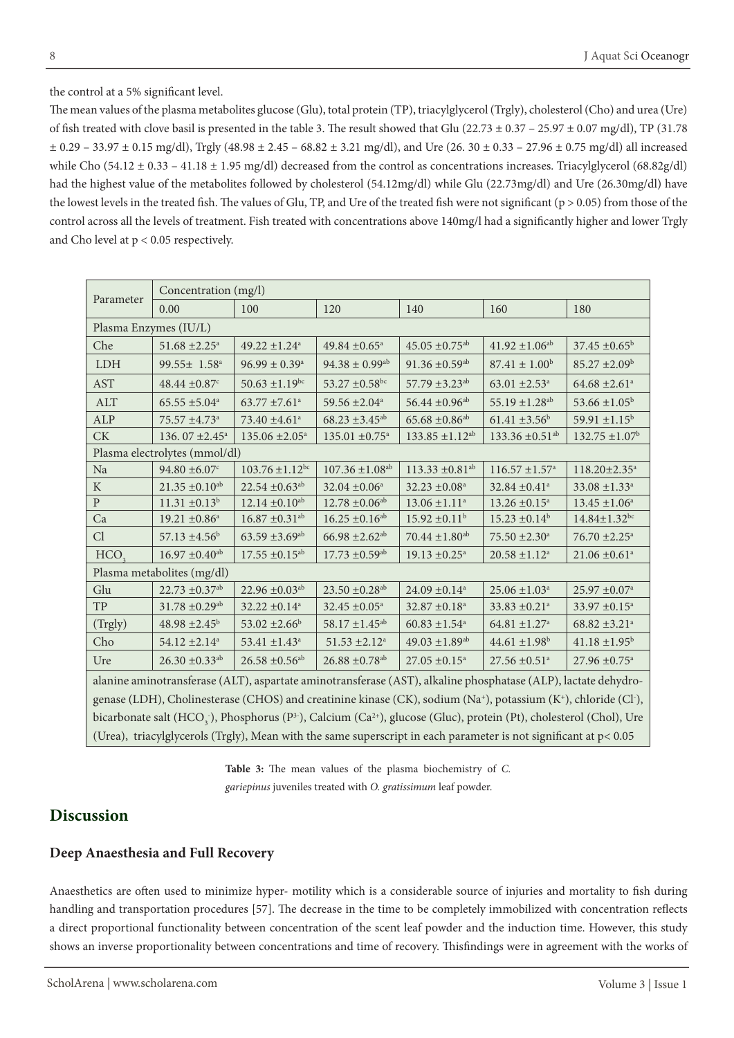the control at a 5% significant level.

The mean values of the plasma metabolites glucose (Glu), total protein (TP), triacylglycerol (Trgly), cholesterol (Cho) and urea (Ure) of fish treated with clove basil is presented in the table 3. The result showed that Glu (22.73 ± 0.37 – 25.97 ± 0.07 mg/dl), TP (31.78 ± 0.29 – 33.97 ± 0.15 mg/dl), Trgly (48.98 ± 2.45 – 68.82 ± 3.21 mg/dl), and Ure (26. 30 ± 0.33 – 27.96 ± 0.75 mg/dl) all increased while Cho (54.12 ± 0.33 – 41.18 ± 1.95 mg/dl) decreased from the control as concentrations increases. Triacylglycerol (68.82g/dl) had the highest value of the metabolites followed by cholesterol (54.12mg/dl) while Glu (22.73mg/dl) and Ure (26.30mg/dl) have the lowest levels in the treated fish. The values of Glu, TP, and Ure of the treated fish were not significant ($p > 0.05$) from those of the control across all the levels of treatment. Fish treated with concentrations above 140mg/l had a significantly higher and lower Trgly and Cho level at $p < 0.05$ respectively.

| Parameter | Concentration (mg/l) | | | | | |
|---|---|---|---|---|---|---|
| | 0.00 | 100 | 120 | 140 | 160 | 180 |
| Plasma Enzymes (IU/L) | | | | | | |
| Che | 51.68 ±2.25$^{a}$ | 49.22 ±1.24$^{a}$ | 49.84 ±0.65$^{a}$ | 45.05 ±0.75$^{ab}$ | 41.92 ±1.06$^{ab}$ | 37.45 ±0.65$^{b}$ |
| LDH | 99.55± 1.58$^{a}$ | 96.99 ± 0.39$^{a}$ | 94.38 ± 0.99$^{ab}$ | 91.36 ±0.59$^{ab}$ | 87.41 ± 1.00$^{b}$ | 85.27 ±2.09$^{b}$ |
| AST | 48.44 ±0.87$^{c}$ | 50.63 ±1.19$^{bc}$ | 53.27 ±0.58$^{bc}$ | 57.79 ±3.23$^{ab}$ | 63.01 ±2.53$^{a}$ | 64.68 ±2.61$^{a}$ |
| ALT | 65.55 ±5.04$^{a}$ | 63.77 ±7.61$^{a}$ | 59.56 ±2.04$^{a}$ | 56.44 ±0.96$^{ab}$ | 55.19 ±1.28$^{ab}$ | 53.66 ±1.05$^{b}$ |
| ALP | 75.57 ±4.73$^{a}$ | 73.40 ±4.61$^{a}$ | 68.23 ±3.45$^{ab}$ | 65.68 ±0.86$^{ab}$ | 61.41 ±3.56$^{b}$ | 59.91 ±1.15$^{b}$ |
| CK | 136. 07 ±2.45$^{a}$ | 135.06 ±2.05$^{a}$ | 135.01 ±0.75$^{a}$ | 133.85 ±1.12$^{ab}$ | 133.36 ±0.51$^{ab}$ | 132.75 ±1.07$^{b}$ |
| Plasma electrolytes (mmol/dl) | | | | | | |
| Na | 94.80 ±6.07$^{c}$ | 103.76 ±1.12$^{bc}$ | 107.36 ±1.08$^{ab}$ | 113.33 ±0.81$^{ab}$ | 116.57 ±1.57$^{a}$ | 118.20±2.35$^{a}$ |
| K | 21.35 ±0.10$^{ab}$ | 22.54 ±0.63$^{ab}$ | 32.04 ±0.06$^{a}$ | 32.23 ±0.08$^{a}$ | 32.84 ±0.41$^{a}$ | 33.08 ±1.33$^{a}$ |
| P | 11.31 ±0.13$^{b}$ | 12.14 ±0.10$^{ab}$ | 12.78 ±0.06$^{ab}$ | 13.06 ±1.11$^{a}$ | 13.26 ±0.15$^{a}$ | 13.45 ±1.06$^{a}$ |
| Ca | 19.21 ±0.86$^{a}$ | 16.87 ±0.31$^{ab}$ | 16.25 ±0.16$^{ab}$ | 15.92 ±0.11$^{b}$ | 15.23 ±0.14$^{b}$ | 14.84±1.32$^{bc}$ |
| Cl | 57.13 ±4.56$^{b}$ | 63.59 ±3.69$^{ab}$ | 66.98 ±2.62$^{ab}$ | 70.44 ±1.80$^{ab}$ | 75.50 ±2.30$^{a}$ | 76.70 ±2.25$^{a}$ |
| $HCO_3$ | 16.97 ±0.40$^{ab}$ | 17.55 ±0.15$^{ab}$ | 17.73 ±0.59$^{ab}$ | 19.13 ±0.25$^{a}$ | 20.58 ±1.12$^{a}$ | 21.06 ±0.61$^{a}$ |
| Plasma metabolites (mg/dl) | | | | | | |
| Glu | 22.73 ±0.37$^{ab}$ | 22.96 ±0.03$^{ab}$ | 23.50 ±0.28$^{ab}$ | 24.09 ±0.14$^{a}$ | 25.06 ±1.03$^{a}$ | 25.97 ±0.07$^{a}$ |
| TP | 31.78 ±0.29$^{ab}$ | 32.22 ±0.14$^{a}$ | 32.45 ±0.05$^{a}$ | 32.87 ±0.18$^{a}$ | 33.83 ±0.21$^{a}$ | 33.97 ±0.15$^{a}$ |
| (Trgly) | 48.98 ±2.45$^{b}$ | 53.02 ±2.66$^{b}$ | 58.17 ±1.45$^{ab}$ | 60.83 ±1.54$^{a}$ | 64.81 ±1.27$^{a}$ | 68.82 ±3.21$^{a}$ |
| Cho | 54.12 ±2.14$^{a}$ | 53.41 ±1.43$^{a}$ | 51.53 ±2.12$^{a}$ | 49.03 ±1.89$^{ab}$ | 44.61 ±1.98$^{b}$ | 41.18 ±1.95$^{b}$ |
| Ure | 26.30 ±0.33$^{ab}$ | 26.58 ±0.56$^{ab}$ | 26.88 ±0.78$^{ab}$ | 27.05 ±0.15$^{a}$ | 27.56 ±0.51$^{a}$ | 27.96 ±0.75$^{a}$ |

alanine aminotransferase (ALT), aspartate aminotransferase (AST), alkaline phosphatase (ALP), lactate dehydrogenase (LDH), Cholinesterase (CHOS) and creatinine kinase (CK), sodium ($Na^+$), potassium ($K^+$), chloride ($Cl^-$), bicarbonate salt ($HCO_3^-$), Phosphorus ($P^{3-}$), Calcium ($Ca^{2+}$), glucose (Gluc), protein (Pt), cholesterol (Chol), Ure (Urea), triacylglycerols (Trgly), Mean with the same superscript in each parameter is not significant at $p< 0.05$

**Table 3:** The mean values of the plasma biochemistry of *C. gariepinus* juveniles treated with *O. gratissimum* leaf powder.

## Discussion

### Deep Anaesthesia and Full Recovery

Anaesthetics are often used to minimize hyper- motility which is a considerable source of injuries and mortality to fish during handling and transportation procedures [57]. The decrease in the time to be completely immobilized with concentration reflects a direct proportional functionality between concentration of the scent leaf powder and the induction time. However, this study shows an inverse proportionality between concentrations and time of recovery. Thisfindings were in agreement with the works of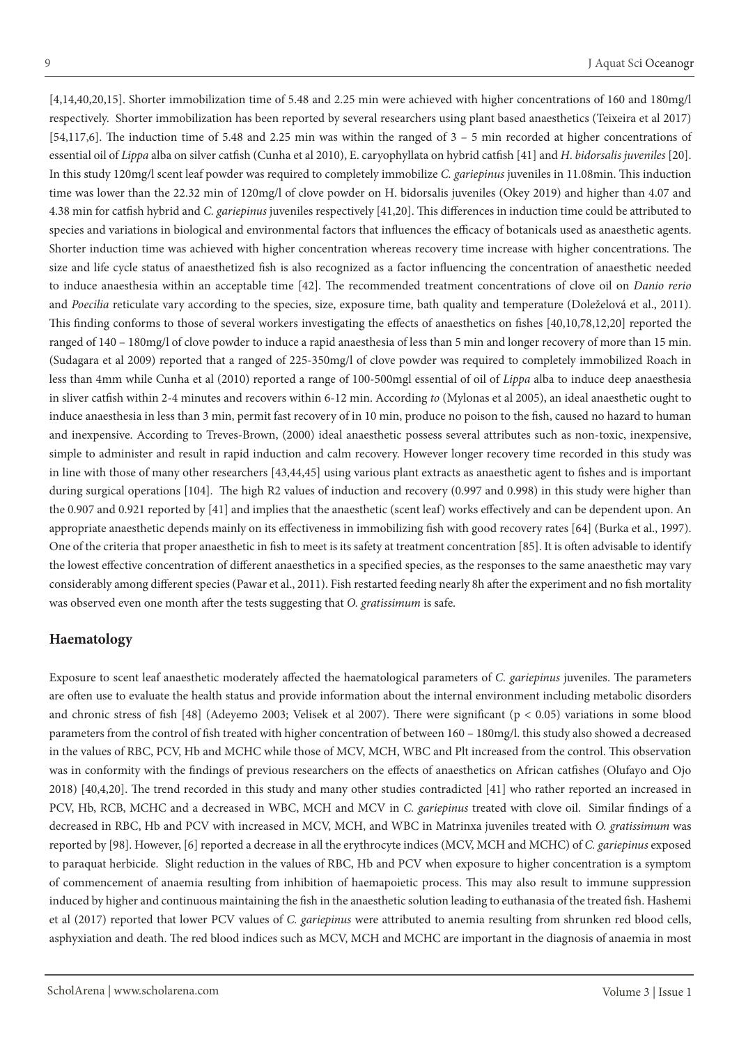[4,14,40,20,15]. Shorter immobilization time of 5.48 and 2.25 min were achieved with higher concentrations of 160 and 180mg/l respectively. Shorter immobilization has been reported by several researchers using plant based anaesthetics (Teixeira et al 2017) [54,117,6]. The induction time of 5.48 and 2.25 min was within the ranged of 3 – 5 min recorded at higher concentrations of essential oil of *Lippa* alba on silver catfish (Cunha et al 2010), E. caryophyllata on hybrid catfish [41] and *H. bidorsalis juveniles* [20]. In this study 120mg/l scent leaf powder was required to completely immobilize *C. gariepinus* juveniles in 11.08min. This induction time was lower than the 22.32 min of 120mg/l of clove powder on H. bidorsalis juveniles (Okey 2019) and higher than 4.07 and 4.38 min for catfish hybrid and *C. gariepinus* juveniles respectively [41,20]. This differences in induction time could be attributed to species and variations in biological and environmental factors that influences the efficacy of botanicals used as anaesthetic agents. Shorter induction time was achieved with higher concentration whereas recovery time increase with higher concentrations. The size and life cycle status of anaesthetized fish is also recognized as a factor influencing the concentration of anaesthetic needed to induce anaesthesia within an acceptable time [42]. The recommended treatment concentrations of clove oil on *Danio rerio* and *Poecilia* reticulate vary according to the species, size, exposure time, bath quality and temperature (Doleželová et al., 2011). This finding conforms to those of several workers investigating the effects of anaesthetics on fishes [40,10,78,12,20] reported the ranged of 140 – 180mg/l of clove powder to induce a rapid anaesthesia of less than 5 min and longer recovery of more than 15 min. (Sudagara et al 2009) reported that a ranged of 225-350mg/l of clove powder was required to completely immobilized Roach in less than 4mm while Cunha et al (2010) reported a range of 100-500mgl essential of oil of *Lippa* alba to induce deep anaesthesia in sliver catfish within 2-4 minutes and recovers within 6-12 min. According *to* (Mylonas et al 2005), an ideal anaesthetic ought to induce anaesthesia in less than 3 min, permit fast recovery of in 10 min, produce no poison to the fish, caused no hazard to human and inexpensive. According to Treves-Brown, (2000) ideal anaesthetic possess several attributes such as non-toxic, inexpensive, simple to administer and result in rapid induction and calm recovery. However longer recovery time recorded in this study was in line with those of many other researchers [43,44,45] using various plant extracts as anaesthetic agent to fishes and is important during surgical operations [104]. The high R2 values of induction and recovery (0.997 and 0.998) in this study were higher than the 0.907 and 0.921 reported by [41] and implies that the anaesthetic (scent leaf) works effectively and can be dependent upon. An appropriate anaesthetic depends mainly on its effectiveness in immobilizing fish with good recovery rates [64] (Burka et al., 1997). One of the criteria that proper anaesthetic in fish to meet is its safety at treatment concentration [85]. It is often advisable to identify the lowest effective concentration of different anaesthetics in a specified species, as the responses to the same anaesthetic may vary considerably among different species (Pawar et al., 2011). Fish restarted feeding nearly 8h after the experiment and no fish mortality was observed even one month after the tests suggesting that *O. gratissimum* is safe.

## Haematology

Exposure to scent leaf anaesthetic moderately affected the haematological parameters of *C. gariepinus* juveniles. The parameters are often use to evaluate the health status and provide information about the internal environment including metabolic disorders and chronic stress of fish [48] (Adeyemo 2003; Velisek et al 2007). There were significant ($p < 0.05$) variations in some blood parameters from the control of fish treated with higher concentration of between 160 – 180mg/l. this study also showed a decreased in the values of RBC, PCV, Hb and MCHC while those of MCV, MCH, WBC and Plt increased from the control. This observation was in conformity with the findings of previous researchers on the effects of anaesthetics on African catfishes (Olufayo and Ojo 2018) [40,4,20]. The trend recorded in this study and many other studies contradicted [41] who rather reported an increased in PCV, Hb, RCB, MCHC and a decreased in WBC, MCH and MCV in *C. gariepinus* treated with clove oil. Similar findings of a decreased in RBC, Hb and PCV with increased in MCV, MCH, and WBC in Matrinxa juveniles treated with *O. gratissimum* was reported by [98]. However, [6] reported a decrease in all the erythrocyte indices (MCV, MCH and MCHC) of *C. gariepinus* exposed to paraquat herbicide. Slight reduction in the values of RBC, Hb and PCV when exposure to higher concentration is a symptom of commencement of anaemia resulting from inhibition of haemapoietic process. This may also result to immune suppression induced by higher and continuous maintaining the fish in the anaesthetic solution leading to euthanasia of the treated fish. Hashemi et al (2017) reported that lower PCV values of *C. gariepinus* were attributed to anemia resulting from shrunken red blood cells, asphyxiation and death. The red blood indices such as MCV, MCH and MCHC are important in the diagnosis of anaemia in most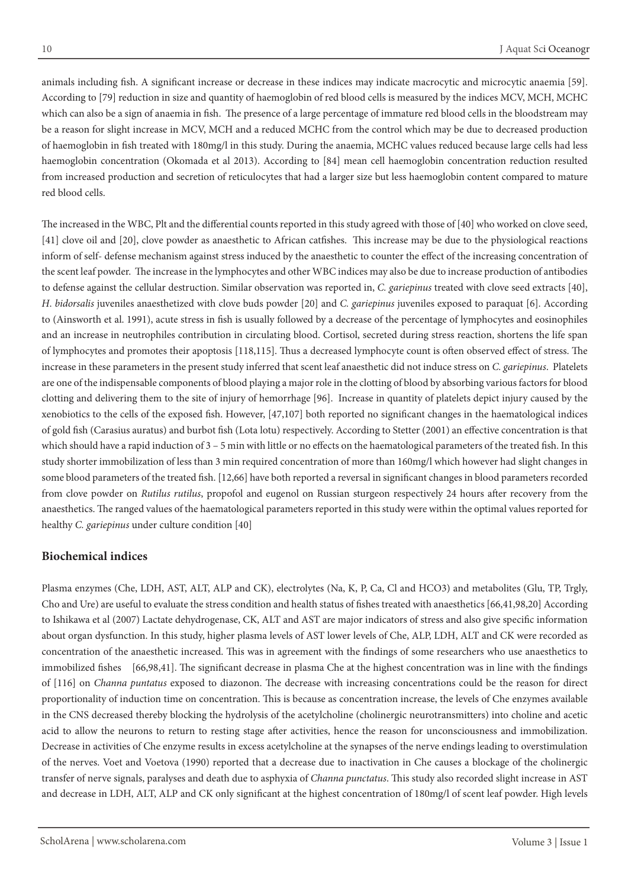animals including fish. A significant increase or decrease in these indices may indicate macrocytic and microcytic anaemia [59]. According to [79] reduction in size and quantity of haemoglobin of red blood cells is measured by the indices MCV, MCH, MCHC which can also be a sign of anaemia in fish. The presence of a large percentage of immature red blood cells in the bloodstream may be a reason for slight increase in MCV, MCH and a reduced MCHC from the control which may be due to decreased production of haemoglobin in fish treated with 180mg/l in this study. During the anaemia, MCHC values reduced because large cells had less haemoglobin concentration (Okomada et al 2013). According to [84] mean cell haemoglobin concentration reduction resulted from increased production and secretion of reticulocytes that had a larger size but less haemoglobin content compared to mature red blood cells.

The increased in the WBC, Plt and the differential counts reported in this study agreed with those of [40] who worked on clove seed, [41] clove oil and [20], clove powder as anaesthetic to African catfishes. This increase may be due to the physiological reactions inform of self- defense mechanism against stress induced by the anaesthetic to counter the effect of the increasing concentration of the scent leaf powder. The increase in the lymphocytes and other WBC indices may also be due to increase production of antibodies to defense against the cellular destruction. Similar observation was reported in, *C. gariepinus* treated with clove seed extracts [40], *H. bidorsalis* juveniles anaesthetized with clove buds powder [20] and *C. gariepinus* juveniles exposed to paraquat [6]. According to (Ainsworth et al. 1991), acute stress in fish is usually followed by a decrease of the percentage of lymphocytes and eosinophiles and an increase in neutrophiles contribution in circulating blood. Cortisol, secreted during stress reaction, shortens the life span of lymphocytes and promotes their apoptosis [118,115]. Thus a decreased lymphocyte count is often observed effect of stress. The increase in these parameters in the present study inferred that scent leaf anaesthetic did not induce stress on *C. gariepinus*. Platelets are one of the indispensable components of blood playing a major role in the clotting of blood by absorbing various factors for blood clotting and delivering them to the site of injury of hemorrhage [96]. Increase in quantity of platelets depict injury caused by the xenobiotics to the cells of the exposed fish. However, [47,107] both reported no significant changes in the haematological indices of gold fish (Carasius auratus) and burbot fish (Lota lotu) respectively. According to Stetter (2001) an effective concentration is that which should have a rapid induction of 3 – 5 min with little or no effects on the haematological parameters of the treated fish. In this study shorter immobilization of less than 3 min required concentration of more than 160mg/l which however had slight changes in some blood parameters of the treated fish. [12,66] have both reported a reversal in significant changes in blood parameters recorded from clove powder on *Rutilus rutilus*, propofol and eugenol on Russian sturgeon respectively 24 hours after recovery from the anaesthetics. The ranged values of the haematological parameters reported in this study were within the optimal values reported for healthy *C. gariepinus* under culture condition [40]

## Biochemical indices

Plasma enzymes (Che, LDH, AST, ALT, ALP and CK), electrolytes (Na, K, P, Ca, Cl and HCO3) and metabolites (Glu, TP, Trgly, Cho and Ure) are useful to evaluate the stress condition and health status of fishes treated with anaesthetics [66,41,98,20] According to Ishikawa et al (2007) Lactate dehydrogenase, CK, ALT and AST are major indicators of stress and also give specific information about organ dysfunction. In this study, higher plasma levels of AST lower levels of Che, ALP, LDH, ALT and CK were recorded as concentration of the anaesthetic increased. This was in agreement with the findings of some researchers who use anaesthetics to immobilized fishes [66,98,41]. The significant decrease in plasma Che at the highest concentration was in line with the findings of [116] on *Channa puntatus* exposed to diazonon. The decrease with increasing concentrations could be the reason for direct proportionality of induction time on concentration. This is because as concentration increase, the levels of Che enzymes available in the CNS decreased thereby blocking the hydrolysis of the acetylcholine (cholinergic neurotransmitters) into choline and acetic acid to allow the neurons to return to resting stage after activities, hence the reason for unconsciousness and immobilization. Decrease in activities of Che enzyme results in excess acetylcholine at the synapses of the nerve endings leading to overstimulation of the nerves. Voet and Voetova (1990) reported that a decrease due to inactivation in Che causes a blockage of the cholinergic transfer of nerve signals, paralyses and death due to asphyxia of *Channa punctatus*. This study also recorded slight increase in AST and decrease in LDH, ALT, ALP and CK only significant at the highest concentration of 180mg/l of scent leaf powder. High levels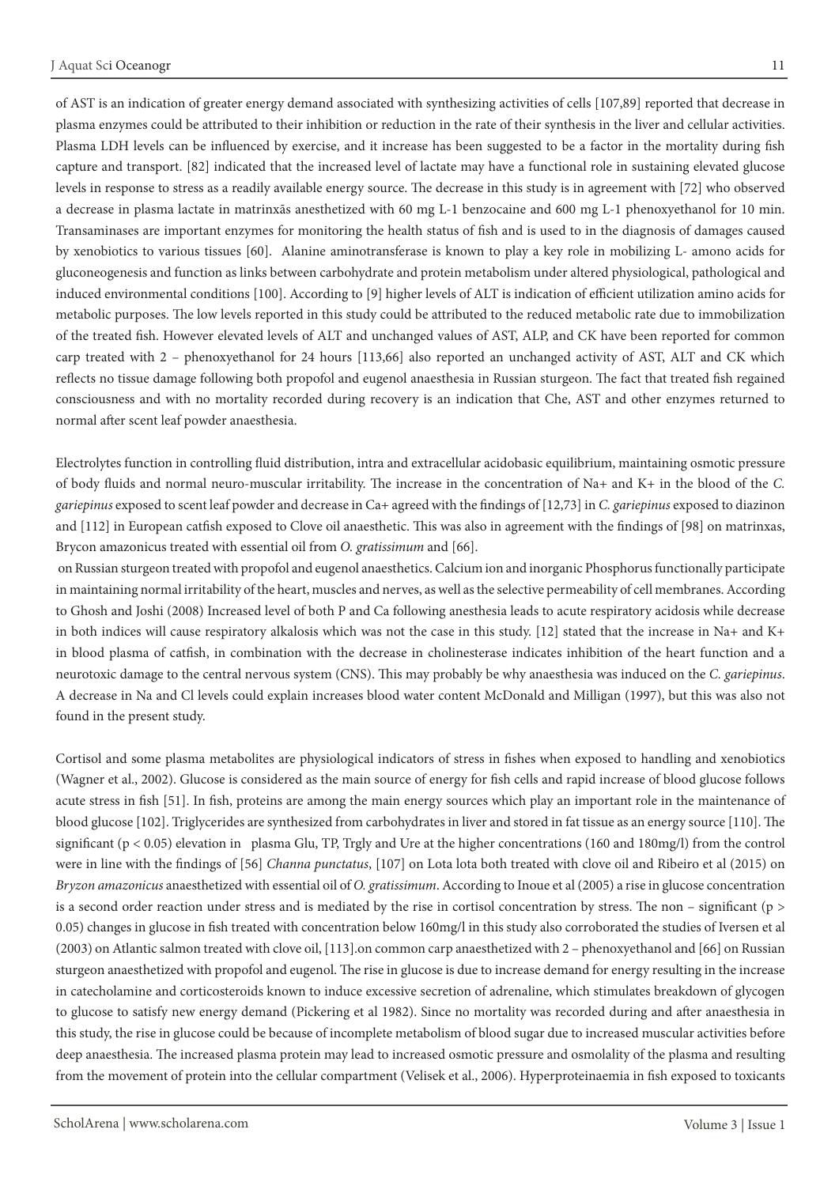of AST is an indication of greater energy demand associated with synthesizing activities of cells [107,89] reported that decrease in plasma enzymes could be attributed to their inhibition or reduction in the rate of their synthesis in the liver and cellular activities. Plasma LDH levels can be influenced by exercise, and it increase has been suggested to be a factor in the mortality during fish capture and transport. [82] indicated that the increased level of lactate may have a functional role in sustaining elevated glucose levels in response to stress as a readily available energy source. The decrease in this study is in agreement with [72] who observed a decrease in plasma lactate in matrinxãs anesthetized with 60 mg L-1 benzocaine and 600 mg L-1 phenoxyethanol for 10 min. Transaminases are important enzymes for monitoring the health status of fish and is used to in the diagnosis of damages caused by xenobiotics to various tissues [60]. Alanine aminotransferase is known to play a key role in mobilizing L- amono acids for gluconeogenesis and function as links between carbohydrate and protein metabolism under altered physiological, pathological and induced environmental conditions [100]. According to [9] higher levels of ALT is indication of efficient utilization amino acids for metabolic purposes. The low levels reported in this study could be attributed to the reduced metabolic rate due to immobilization of the treated fish. However elevated levels of ALT and unchanged values of AST, ALP, and CK have been reported for common carp treated with 2 – phenoxyethanol for 24 hours [113,66] also reported an unchanged activity of AST, ALT and CK which reflects no tissue damage following both propofol and eugenol anaesthesia in Russian sturgeon. The fact that treated fish regained consciousness and with no mortality recorded during recovery is an indication that Che, AST and other enzymes returned to normal after scent leaf powder anaesthesia.

Electrolytes function in controlling fluid distribution, intra and extracellular acidobasic equilibrium, maintaining osmotic pressure of body fluids and normal neuro-muscular irritability. The increase in the concentration of $Na^+$ and $K^+$ in the blood of the *C. gariepinus* exposed to scent leaf powder and decrease in $Ca^+$ agreed with the findings of [12,73] in *C. gariepinus* exposed to diazinon and [112] in European catfish exposed to Clove oil anaesthetic. This was also in agreement with the findings of [98] on matrinxas, Brycon amazonicus treated with essential oil from *O. gratissimum* and [66].

on Russian sturgeon treated with propofol and eugenol anaesthetics. Calcium ion and inorganic Phosphorus functionally participate in maintaining normal irritability of the heart, muscles and nerves, as well as the selective permeability of cell membranes. According to Ghosh and Joshi (2008) Increased level of both P and Ca following anesthesia leads to acute respiratory acidosis while decrease in both indices will cause respiratory alkalosis which was not the case in this study. [12] stated that the increase in $Na^+$ and $K^+$ in blood plasma of catfish, in combination with the decrease in cholinesterase indicates inhibition of the heart function and a neurotoxic damage to the central nervous system (CNS). This may probably be why anaesthesia was induced on the *C. gariepinus*. A decrease in Na and Cl levels could explain increases blood water content McDonald and Milligan (1997), but this was also not found in the present study.

Cortisol and some plasma metabolites are physiological indicators of stress in fishes when exposed to handling and xenobiotics (Wagner et al., 2002). Glucose is considered as the main source of energy for fish cells and rapid increase of blood glucose follows acute stress in fish [51]. In fish, proteins are among the main energy sources which play an important role in the maintenance of blood glucose [102]. Triglycerides are synthesized from carbohydrates in liver and stored in fat tissue as an energy source [110]. The significant ($p < 0.05$) elevation in plasma Glu, TP, Trgly and Ure at the higher concentrations (160 and 180mg/l) from the control were in line with the findings of [56] *Channa punctatus*, [107] on Lota lota both treated with clove oil and Ribeiro et al (2015) on *Bryzon amazonicus* anaesthetized with essential oil of *O. gratissimum*. According to Inoue et al (2005) a rise in glucose concentration is a second order reaction under stress and is mediated by the rise in cortisol concentration by stress. The non – significant ($p > 0.05$) changes in glucose in fish treated with concentration below 160mg/l in this study also corroborated the studies of Iversen et al (2003) on Atlantic salmon treated with clove oil, [113].on common carp anaesthetized with 2 – phenoxyethanol and [66] on Russian sturgeon anaesthetized with propofol and eugenol. The rise in glucose is due to increase demand for energy resulting in the increase in catecholamine and corticosteroids known to induce excessive secretion of adrenaline, which stimulates breakdown of glycogen to glucose to satisfy new energy demand (Pickering et al 1982). Since no mortality was recorded during and after anaesthesia in this study, the rise in glucose could be because of incomplete metabolism of blood sugar due to increased muscular activities before deep anaesthesia. The increased plasma protein may lead to increased osmotic pressure and osmolality of the plasma and resulting from the movement of protein into the cellular compartment (Velisek et al., 2006). Hyperproteinaemia in fish exposed to toxicants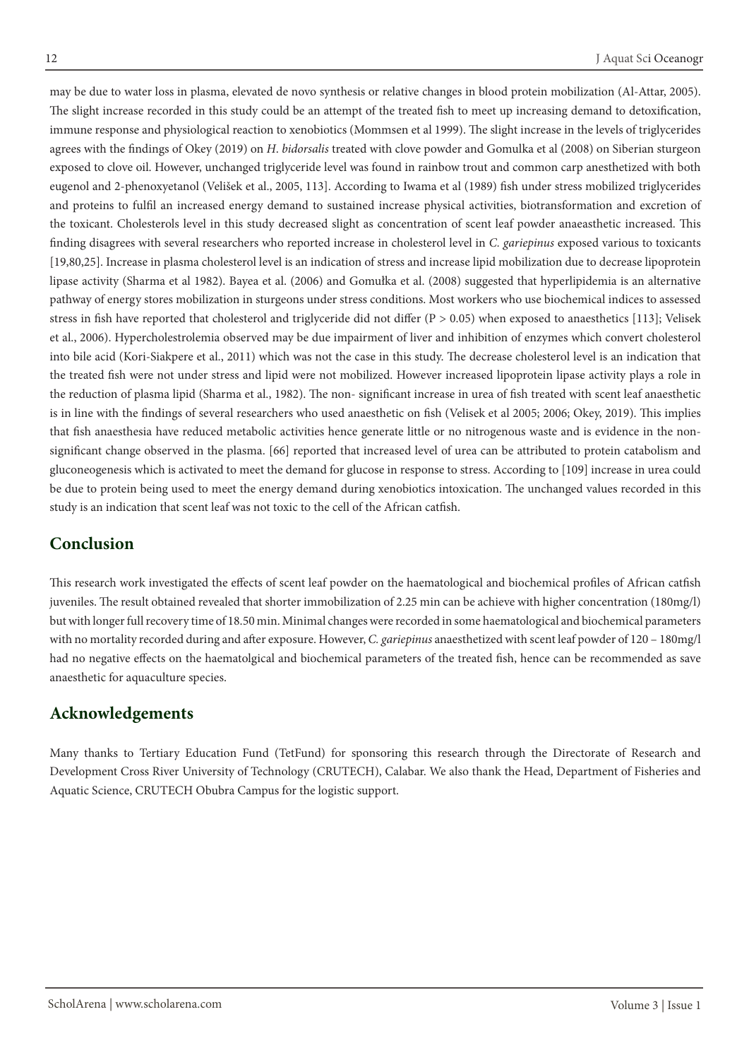may be due to water loss in plasma, elevated de novo synthesis or relative changes in blood protein mobilization (Al-Attar, 2005). The slight increase recorded in this study could be an attempt of the treated fish to meet up increasing demand to detoxification, immune response and physiological reaction to xenobiotics (Mommsen et al 1999). The slight increase in the levels of triglycerides agrees with the findings of Okey (2019) on *H. bidorsalis* treated with clove powder and Gomulka et al (2008) on Siberian sturgeon exposed to clove oil. However, unchanged triglyceride level was found in rainbow trout and common carp anesthetized with both eugenol and 2-phenoxyetanol (Velišek et al., 2005, 113]. According to Iwama et al (1989) fish under stress mobilized triglycerides and proteins to fulfil an increased energy demand to sustained increase physical activities, biotransformation and excretion of the toxicant. Cholesterols level in this study decreased slight as concentration of scent leaf powder anaeasthetic increased. This finding disagrees with several researchers who reported increase in cholesterol level in *C. gariepinus* exposed various to toxicants [19,80,25]. Increase in plasma cholesterol level is an indication of stress and increase lipid mobilization due to decrease lipoprotein lipase activity (Sharma et al 1982). Bayea et al. (2006) and Gomułka et al. (2008) suggested that hyperlipidemia is an alternative pathway of energy stores mobilization in sturgeons under stress conditions. Most workers who use biochemical indices to assessed stress in fish have reported that cholesterol and triglyceride did not differ ($P > 0.05$) when exposed to anaesthetics [113]; Velisek et al., 2006). Hypercholestrolemia observed may be due impairment of liver and inhibition of enzymes which convert cholesterol into bile acid (Kori-Siakpere et al., 2011) which was not the case in this study. The decrease cholesterol level is an indication that the treated fish were not under stress and lipid were not mobilized. However increased lipoprotein lipase activity plays a role in the reduction of plasma lipid (Sharma et al., 1982). The non- significant increase in urea of fish treated with scent leaf anaesthetic is in line with the findings of several researchers who used anaesthetic on fish (Velisek et al 2005; 2006; Okey, 2019). This implies that fish anaesthesia have reduced metabolic activities hence generate little or no nitrogenous waste and is evidence in the non-significant change observed in the plasma. [66] reported that increased level of urea can be attributed to protein catabolism and gluconeogenesis which is activated to meet the demand for glucose in response to stress. According to [109] increase in urea could be due to protein being used to meet the energy demand during xenobiotics intoxication. The unchanged values recorded in this study is an indication that scent leaf was not toxic to the cell of the African catfish.

## Conclusion

This research work investigated the effects of scent leaf powder on the haematological and biochemical profiles of African catfish juveniles. The result obtained revealed that shorter immobilization of 2.25 min can be achieve with higher concentration (180mg/l) but with longer full recovery time of 18.50 min. Minimal changes were recorded in some haematological and biochemical parameters with no mortality recorded during and after exposure. However, *C. gariepinus* anaesthetized with scent leaf powder of 120 – 180mg/l had no negative effects on the haematolgical and biochemical parameters of the treated fish, hence can be recommended as save anaesthetic for aquaculture species.

## Acknowledgements

Many thanks to Tertiary Education Fund (TetFund) for sponsoring this research through the Directorate of Research and Development Cross River University of Technology (CRUTECH), Calabar. We also thank the Head, Department of Fisheries and Aquatic Science, CRUTECH Obubra Campus for the logistic support.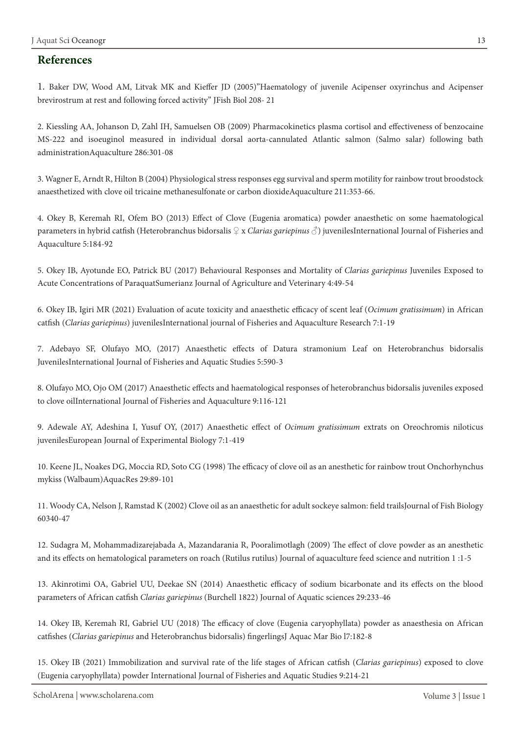## References

1. Baker DW, Wood AM, Litvak MK and Kieffer JD (2005)"Haematology of juvenile Acipenser oxyrinchus and Acipenser brevirostrum at rest and following forced activity" JFish Biol 208- 21

2. Kiessling AA, Johanson D, Zahl IH, Samuelsen OB (2009) Pharmacokinetics plasma cortisol and effectiveness of benzocaine MS-222 and isoeuginol measured in individual dorsal aorta-cannulated Atlantic salmon (Salmo salar) following bath administrationAquaculture 286:301-08

3. Wagner E, Arndt R, Hilton B (2004) Physiological stress responses egg survival and sperm motility for rainbow trout broodstock anaesthetized with clove oil tricaine methanesulfonate or carbon dioxideAquaculture 211:353-66.

4. Okey B, Keremah RI, Ofem BO (2013) Effect of Clove (Eugenia aromatica) powder anaesthetic on some haematological parameters in hybrid catfish (Heterobranchus bidorsalis ♀ x *Clarias gariepinus* ♂) juvenilesInternational Journal of Fisheries and Aquaculture 5:184-92

5. Okey IB, Ayotunde EO, Patrick BU (2017) Behavioural Responses and Mortality of *Clarias gariepinus* Juveniles Exposed to Acute Concentrations of ParaquatSumerianz Journal of Agriculture and Veterinary 4:49-54

6. Okey IB, Igiri MR (2021) Evaluation of acute toxicity and anaesthetic efficacy of scent leaf (*Ocimum gratissimum*) in African catfish (*Clarias gariepinus*) juvenilesInternational journal of Fisheries and Aquaculture Research 7:1-19

7. Adebayo SF, Olufayo MO, (2017) Anaesthetic effects of Datura stramonium Leaf on Heterobranchus bidorsalis JuvenilesInternational Journal of Fisheries and Aquatic Studies 5:590-3

8. Olufayo MO, Ojo OM (2017) Anaesthetic effects and haematological responses of heterobranchus bidorsalis juveniles exposed to clove oilInternational Journal of Fisheries and Aquaculture 9:116-121

9. Adewale AY, Adeshina I, Yusuf OY, (2017) Anaesthetic effect of *Ocimum gratissimum* extrats on Oreochromis niloticus juvenilesEuropean Journal of Experimental Biology 7:1-419

10. Keene JL, Noakes DG, Moccia RD, Soto CG (1998) The efficacy of clove oil as an anesthetic for rainbow trout Onchorhynchus mykiss (Walbaum)AquacRes 29:89-101

11. Woody CA, Nelson J, Ramstad K (2002) Clove oil as an anaesthetic for adult sockeye salmon: field trailsJournal of Fish Biology 60340-47

12. Sudagra M, Mohammadizarejabada A, Mazandarania R, Pooralimotlagh (2009) The effect of clove powder as an anesthetic and its effects on hematological parameters on roach (Rutilus rutilus) Journal of aquaculture feed science and nutrition 1 :1-5

13. Akinrotimi OA, Gabriel UU, Deekae SN (2014) Anaesthetic efficacy of sodium bicarbonate and its effects on the blood parameters of African catfish *Clarias gariepinus* (Burchell 1822) Journal of Aquatic sciences 29:233-46

14. Okey IB, Keremah RI, Gabriel UU (2018) The efficacy of clove (Eugenia caryophyllata) powder as anaesthesia on African catfishes (*Clarias gariepinus* and Heterobranchus bidorsalis) fingerlingsJ Aquac Mar Bio l7:182-8

15. Okey IB (2021) Immobilization and survival rate of the life stages of African catfish (*Clarias gariepinus*) exposed to clove (Eugenia caryophyllata) powder International Journal of Fisheries and Aquatic Studies 9:214-21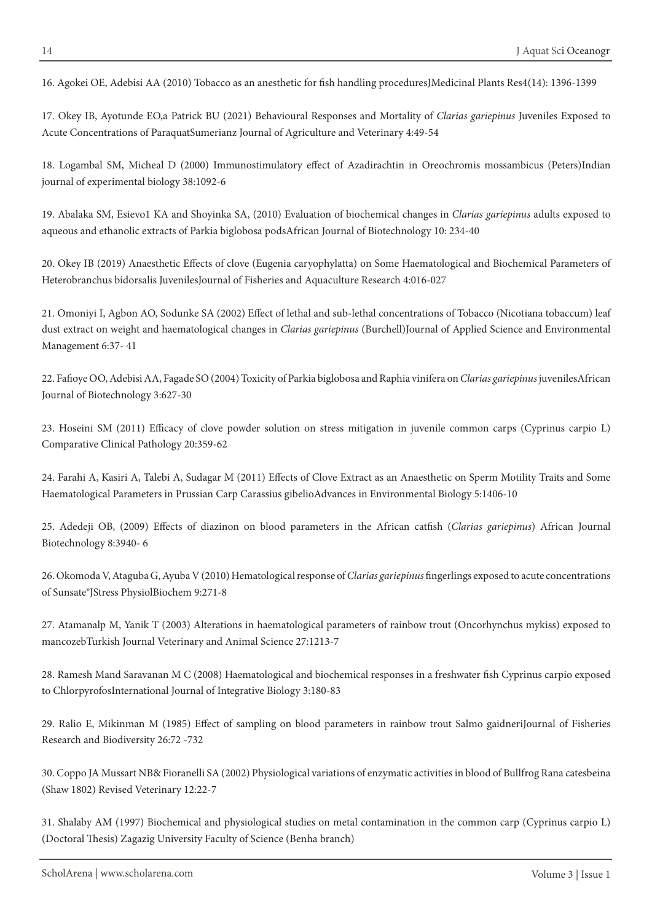16. Agokei OE, Adebisi AA (2010) Tobacco as an anesthetic for fish handling proceduresJMedicinal Plants Res4(14): 1396-1399

17. Okey IB, Ayotunde EO,a Patrick BU (2021) Behavioural Responses and Mortality of *Clarias gariepinus* Juveniles Exposed to Acute Concentrations of ParaquatSumerianz Journal of Agriculture and Veterinary 4:49-54

18. Logambal SM, Micheal D (2000) Immunostimulatory effect of Azadirachtin in Oreochromis mossambicus (Peters)Indian journal of experimental biology 38:1092-6

19. Abalaka SM, Esievo1 KA and Shoyinka SA, (2010) Evaluation of biochemical changes in *Clarias gariepinus* adults exposed to aqueous and ethanolic extracts of Parkia biglobosa podsAfrican Journal of Biotechnology 10: 234-40

20. Okey IB (2019) Anaesthetic Effects of clove (Eugenia caryophylatta) on Some Haematological and Biochemical Parameters of Heterobranchus bidorsalis JuvenilesJournal of Fisheries and Aquaculture Research 4:016-027

21. Omoniyi I, Agbon AO, Sodunke SA (2002) Effect of lethal and sub-lethal concentrations of Tobacco (Nicotiana tobaccum) leaf dust extract on weight and haematological changes in *Clarias gariepinus* (Burchell)Journal of Applied Science and Environmental Management 6:37- 41

22. Fafioye OO, Adebisi AA, Fagade SO (2004) Toxicity of Parkia biglobosa and Raphia vinifera on *Clarias gariepinus* juvenilesAfrican Journal of Biotechnology 3:627-30

23. Hoseini SM (2011) Efficacy of clove powder solution on stress mitigation in juvenile common carps (Cyprinus carpio L) Comparative Clinical Pathology 20:359-62

24. Farahi A, Kasiri A, Talebi A, Sudagar M (2011) Effects of Clove Extract as an Anaesthetic on Sperm Motility Traits and Some Haematological Parameters in Prussian Carp Carassius gibelioAdvances in Environmental Biology 5:1406-10

25. Adedeji OB, (2009) Effects of diazinon on blood parameters in the African catfish (*Clarias gariepinus*) African Journal Biotechnology 8:3940- 6

26. Okomoda V, Ataguba G, Ayuba V (2010) Hematological response of *Clarias gariepinus* fingerlings exposed to acute concentrations of Sunsate®JStress PhysiolBiochem 9:271-8

27. Atamanalp M, Yanik T (2003) Alterations in haematological parameters of rainbow trout (Oncorhynchus mykiss) exposed to mancozebTurkish Journal Veterinary and Animal Science 27:1213-7

28. Ramesh Mand Saravanan M C (2008) Haematological and biochemical responses in a freshwater fish Cyprinus carpio exposed to ChlorpyrofosInternational Journal of Integrative Biology 3:180-83

29. Ralio E, Mikinman M (1985) Effect of sampling on blood parameters in rainbow trout Salmo gaidneriJournal of Fisheries Research and Biodiversity 26:72 -732

30. Coppo JA Mussart NB& Fioranelli SA (2002) Physiological variations of enzymatic activities in blood of Bullfrog Rana catesbeina (Shaw 1802) Revised Veterinary 12:22-7

31. Shalaby AM (1997) Biochemical and physiological studies on metal contamination in the common carp (Cyprinus carpio L) (Doctoral Thesis) Zagazig University Faculty of Science (Benha branch)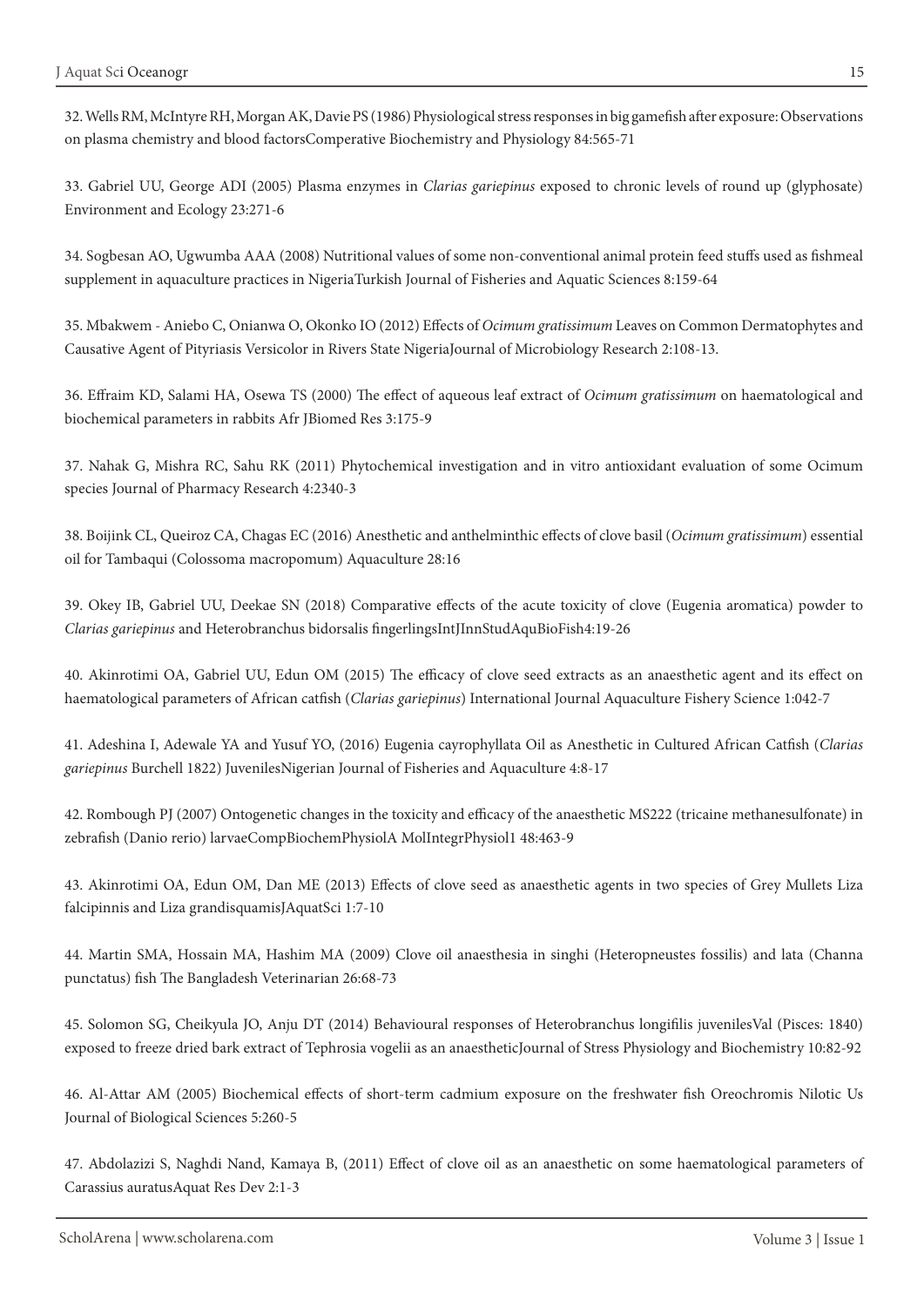32. Wells RM, McIntyre RH, Morgan AK, Davie PS (1986) Physiological stress responses in big gamefish after exposure: Observations on plasma chemistry and blood factorsComperative Biochemistry and Physiology 84:565-71

33. Gabriel UU, George ADI (2005) Plasma enzymes in *Clarias gariepinus* exposed to chronic levels of round up (glyphosate) Environment and Ecology 23:271-6

34. Sogbesan AO, Ugwumba AAA (2008) Nutritional values of some non-conventional animal protein feed stuffs used as fishmeal supplement in aquaculture practices in NigeriaTurkish Journal of Fisheries and Aquatic Sciences 8:159-64

35. Mbakwem - Aniebo C, Onianwa O, Okonko IO (2012) Effects of *Ocimum gratissimum* Leaves on Common Dermatophytes and Causative Agent of Pityriasis Versicolor in Rivers State NigeriaJournal of Microbiology Research 2:108-13.

36. Effraim KD, Salami HA, Osewa TS (2000) The effect of aqueous leaf extract of *Ocimum gratissimum* on haematological and biochemical parameters in rabbits Afr JBiomed Res 3:175-9

37. Nahak G, Mishra RC, Sahu RK (2011) Phytochemical investigation and in vitro antioxidant evaluation of some Ocimum species Journal of Pharmacy Research 4:2340-3

38. Boijink CL, Queiroz CA, Chagas EC (2016) Anesthetic and anthelminthic effects of clove basil (*Ocimum gratissimum*) essential oil for Tambaqui (Colossoma macropomum) Aquaculture 28:16

39. Okey IB, Gabriel UU, Deekae SN (2018) Comparative effects of the acute toxicity of clove (Eugenia aromatica) powder to *Clarias gariepinus* and Heterobranchus bidorsalis fingerlingsIntJInnStudAquBioFish4:19-26

40. Akinrotimi OA, Gabriel UU, Edun OM (2015) The efficacy of clove seed extracts as an anaesthetic agent and its effect on haematological parameters of African catfish (*Clarias gariepinus*) International Journal Aquaculture Fishery Science 1:042-7

41. Adeshina I, Adewale YA and Yusuf YO, (2016) Eugenia cayrophyllata Oil as Anesthetic in Cultured African Catfish (*Clarias gariepinus* Burchell 1822) JuvenilesNigerian Journal of Fisheries and Aquaculture 4:8-17

42. Rombough PJ (2007) Ontogenetic changes in the toxicity and efficacy of the anaesthetic MS222 (tricaine methanesulfonate) in zebrafish (Danio rerio) larvaeCompBiochemPhysiolA MolIntegrPhysiol1 48:463-9

43. Akinrotimi OA, Edun OM, Dan ME (2013) Effects of clove seed as anaesthetic agents in two species of Grey Mullets Liza falcipinnis and Liza grandisquamisJAquatSci 1:7-10

44. Martin SMA, Hossain MA, Hashim MA (2009) Clove oil anaesthesia in singhi (Heteropneustes fossilis) and lata (Channa punctatus) fish The Bangladesh Veterinarian 26:68-73

45. Solomon SG, Cheikyula JO, Anju DT (2014) Behavioural responses of Heterobranchus longifilis juvenilesVal (Pisces: 1840) exposed to freeze dried bark extract of Tephrosia vogelii as an anaestheticJournal of Stress Physiology and Biochemistry 10:82-92

46. Al-Attar AM (2005) Biochemical effects of short-term cadmium exposure on the freshwater fish Oreochromis Nilotic Us Journal of Biological Sciences 5:260-5

47. Abdolazizi S, Naghdi Nand, Kamaya B, (2011) Effect of clove oil as an anaesthetic on some haematological parameters of Carassius auratusAquat Res Dev 2:1-3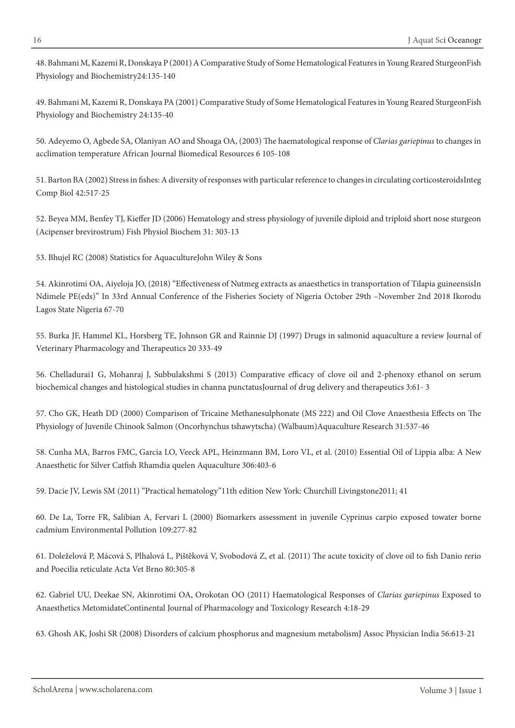48. Bahmani M, Kazemi R, Donskaya P (2001) A Comparative Study of Some Hematological Features in Young Reared SturgeonFish Physiology and Biochemistry24:135-140

49. Bahmani M, Kazemi R, Donskaya PA (2001) Comparative Study of Some Hematological Features in Young Reared SturgeonFish Physiology and Biochemistry 24:135-40

50. Adeyemo O, Agbede SA, Olaniyan AO and Shoaga OA, (2003) The haematological response of *Clarias gariepinus* to changes in acclimation temperature African Journal Biomedical Resources 6 105-108

51. Barton BA (2002) Stress in fishes: A diversity of responses with particular reference to changes in circulating corticosteroidsInteg Comp Biol 42:517-25

52. Beyea MM, Benfey TJ, Kieffer JD (2006) Hematology and stress physiology of juvenile diploid and triploid short nose sturgeon (Acipenser brevirostrum) Fish Physiol Biochem 31: 303-13

53. Bhujel RC (2008) Statistics for AquacultureJohn Wiley & Sons

54. Akinrotimi OA, Aiyeloja JO, (2018) "Effectiveness of Nutmeg extracts as anaesthetics in transportation of Tilapia guineensisIn Ndimele PE(eds)" In 33rd Annual Conference of the Fisheries Society of Nigeria October 29th –November 2nd 2018 Ikorodu Lagos State Nigeria 67-70

55. Burka JF, Hammel KL, Horsberg TE, Johnson GR and Rainnie DJ (1997) Drugs in salmonid aquaculture a review Journal of Veterinary Pharmacology and Therapeutics 20 333-49

56. Chelladurai1 G, Mohanraj J, Subbulakshmi S (2013) Comparative efficacy of clove oil and 2-phenoxy ethanol on serum biochemical changes and histological studies in channa punctatusJournal of drug delivery and therapeutics 3:61- 3

57. Cho GK, Heath DD (2000) Comparison of Tricaine Methanesulphonate (MS 222) and Oil Clove Anaesthesia Effects on The Physiology of Juvenile Chinook Salmon (Oncorhynchus tshawytscha) (Walbaum)Aquaculture Research 31:537-46

58. Cunha MA, Barros FMC, Garcia LO, Veeck APL, Heinzmann BM, Loro VL, et al. (2010) Essential Oil of Lippia alba: A New Anaesthetic for Silver Catfish Rhamdia quelen Aquaculture 306:403-6

59. Dacie JV, Lewis SM (2011) "Practical hematology"11th edition New York: Churchill Livingstone2011; 41

60. De La, Torre FR, Salibian A, Fervari L (2000) Biomarkers assessment in juvenile Cyprinus carpio exposed towater borne cadmium Environmental Pollution 109:277-82

61. Doleželová P, Mácová S, Plhalová L, Pištěková V, Svobodová Z, et al. (2011) The acute toxicity of clove oil to fish Danio rerio and Poecilia reticulate Acta Vet Brno 80:305-8

62. Gabriel UU, Deekae SN, Akinrotimi OA, Orokotan OO (2011) Haematological Responses of *Clarias gariepinus* Exposed to Anaesthetics MetomidateContinental Journal of Pharmacology and Toxicology Research 4:18-29

63. Ghosh AK, Joshi SR (2008) Disorders of calcium phosphorus and magnesium metabolismJ Assoc Physician India 56:613-21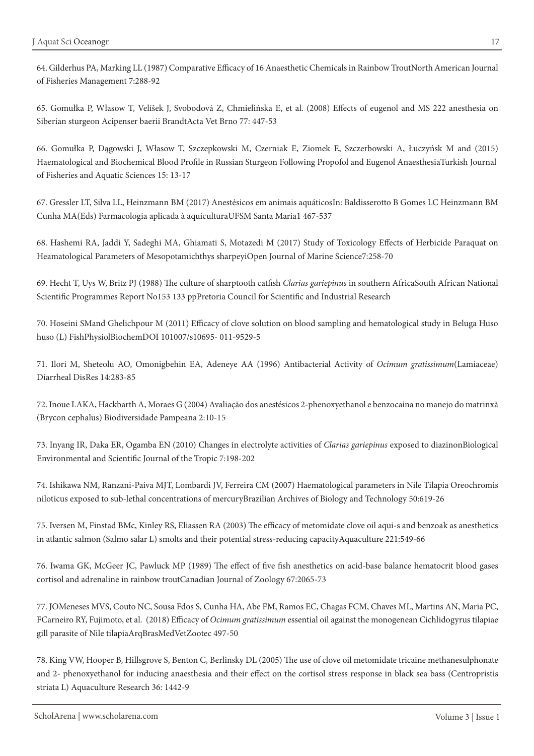64. Gilderhus PA, Marking LL (1987) Comparative Efficacy of 16 Anaesthetic Chemicals in Rainbow TroutNorth American Journal of Fisheries Management 7:288-92

65. Gomułka P, Własow T, Velíšek J, Svobodová Z, Chmielińska E, et al. (2008) Effects of eugenol and MS 222 anesthesia on Siberian sturgeon Acipenser baerii BrandtActa Vet Brno 77: 447-53

66. Gomułka P, Dągowski J, Własow T, Szczepkowski M, Czerniak E, Ziomek E, Szczerbowski A, Łuczyńsk M and (2015) Haematological and Biochemical Blood Profile in Russian Sturgeon Following Propofol and Eugenol AnaesthesiaTurkish Journal of Fisheries and Aquatic Sciences 15: 13-17

67. Gressler LT, Silva LL, Heinzmann BM (2017) Anestésicos em animais aquáticosIn: Baldisserotto B Gomes LC Heinzmann BM Cunha MA(Eds) Farmacologia aplicada à aquiculturaUFSM Santa Maria1 467-537

68. Hashemi RA, Jaddi Y, Sadeghi MA, Ghiamati S, Motazedi M (2017) Study of Toxicology Effects of Herbicide Paraquat on Heamatological Parameters of Mesopotamichthys sharpeyiOpen Journal of Marine Science7:258-70

69. Hecht T, Uys W, Britz PJ (1988) The culture of sharptooth catfish *Clarias gariepinus* in southern AfricaSouth African National Scientific Programmes Report No153 133 ppPretoria Council for Scientific and Industrial Research

70. Hoseini SMand Ghelichpour M (2011) Efficacy of clove solution on blood sampling and hematological study in Beluga Huso huso (L) FishPhysiolBiochemDOI 101007/s10695- 011-9529-5

71. Ilori M, Sheteolu AO, Omonigbehin EA, Adeneye AA (1996) Antibacterial Activity of *Ocimum gratissimum*(Lamiaceae) Diarrheal DisRes 14:283-85

72. Inoue LAKA, Hackbarth A, Moraes G (2004) Avaliação dos anestésicos 2-phenoxyethanol e benzocaina no manejo do matrinxã (Brycon cephalus) Biodiversidade Pampeana 2:10-15

73. Inyang IR, Daka ER, Ogamba EN (2010) Changes in electrolyte activities of *Clarias gariepinus* exposed to diazinonBiological Environmental and Scientific Journal of the Tropic 7:198-202

74. Ishikawa NM, Ranzani-Paiva MJT, Lombardi JV, Ferreira CM (2007) Haematological parameters in Nile Tilapia Oreochromis niloticus exposed to sub-lethal concentrations of mercuryBrazilian Archives of Biology and Technology 50:619-26

75. Iversen M, Finstad BMc, Kinley RS, Eliassen RA (2003) The efficacy of metomidate clove oil aqui-s and benzoak as anesthetics in atlantic salmon (Salmo salar L) smolts and their potential stress-reducing capacityAquaculture 221:549-66

76. Iwama GK, McGeer JC, Pawluck MP (1989) The effect of five fish anesthetics on acid-base balance hematocrit blood gases cortisol and adrenaline in rainbow troutCanadian Journal of Zoology 67:2065-73

77. JOMeneses MVS, Couto NC, Sousa Fdos S, Cunha HA, Abe FM, Ramos EC, Chagas FCM, Chaves ML, Martins AN, Maria PC, FCarneiro RY, Fujimoto, et al. (2018) Efficacy of *Ocimum gratissimum* essential oil against the monogenean Cichlidogyrus tilapiae gill parasite of Nile tilapiaArqBrasMedVetZootec 497-50

78. King VW, Hooper B, Hillsgrove S, Benton C, Berlinsky DL (2005) The use of clove oil metomidate tricaine methanesulphonate and 2- phenoxyethanol for inducing anaesthesia and their effect on the cortisol stress response in black sea bass (Centropristis striata L) Aquaculture Research 36: 1442-9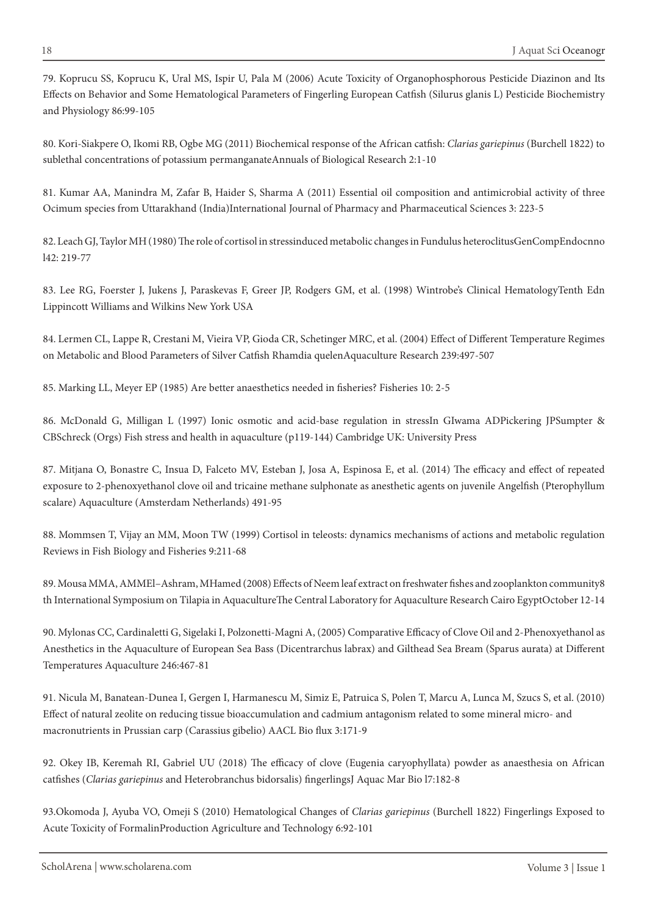79. Koprucu SS, Koprucu K, Ural MS, Ispir U, Pala M (2006) Acute Toxicity of Organophosphorous Pesticide Diazinon and Its Effects on Behavior and Some Hematological Parameters of Fingerling European Catfish (Silurus glanis L) Pesticide Biochemistry and Physiology 86:99-105

80. Kori-Siakpere O, Ikomi RB, Ogbe MG (2011) Biochemical response of the African catfish: *Clarias gariepinus* (Burchell 1822) to sublethal concentrations of potassium permanganateAnnuals of Biological Research 2:1-10

81. Kumar AA, Manindra M, Zafar B, Haider S, Sharma A (2011) Essential oil composition and antimicrobial activity of three Ocimum species from Uttarakhand (India)International Journal of Pharmacy and Pharmaceutical Sciences 3: 223-5

82. Leach GJ, Taylor MH (1980) The role of cortisol in stressinduced metabolic changes in Fundulus heteroclitusGenCompEndocnnol42: 219-77

83. Lee RG, Foerster J, Jukens J, Paraskevas F, Greer JP, Rodgers GM, et al. (1998) Wintrobe's Clinical HematologyTenth Edn Lippincott Williams and Wilkins New York USA

84. Lermen CL, Lappe R, Crestani M, Vieira VP, Gioda CR, Schetinger MRC, et al. (2004) Effect of Different Temperature Regimes on Metabolic and Blood Parameters of Silver Catfish Rhamdia quelenAquaculture Research 239:497-507

85. Marking LL, Meyer EP (1985) Are better anaesthetics needed in fisheries? Fisheries 10: 2-5

86. McDonald G, Milligan L (1997) Ionic osmotic and acid-base regulation in stressIn GIwama ADPickering JPSumpter & CBSchreck (Orgs) Fish stress and health in aquaculture (p119-144) Cambridge UK: University Press

87. Mitjana O, Bonastre C, Insua D, Falceto MV, Esteban J, Josa A, Espinosa E, et al. (2014) The efficacy and effect of repeated exposure to 2-phenoxyethanol clove oil and tricaine methane sulphonate as anesthetic agents on juvenile Angelfish (Pterophyllum scalare) Aquaculture (Amsterdam Netherlands) 491-95

88. Mommsen T, Vijay an MM, Moon TW (1999) Cortisol in teleosts: dynamics mechanisms of actions and metabolic regulation Reviews in Fish Biology and Fisheries 9:211-68

89. Mousa MMA, AMMEl–Ashram, MHamed (2008) Effects of Neem leaf extract on freshwater fishes and zooplankton community8 th International Symposium on Tilapia in AquacultureThe Central Laboratory for Aquaculture Research Cairo EgyptOctober 12-14

90. Mylonas CC, Cardinaletti G, Sigelaki I, Polzonetti-Magni A, (2005) Comparative Efficacy of Clove Oil and 2-Phenoxyethanol as Anesthetics in the Aquaculture of European Sea Bass (Dicentrarchus labrax) and Gilthead Sea Bream (Sparus aurata) at Different Temperatures Aquaculture 246:467-81

91. Nicula M, Banatean-Dunea I, Gergen I, Harmanescu M, Simiz E, Patruica S, Polen T, Marcu A, Lunca M, Szucs S, et al. (2010) Effect of natural zeolite on reducing tissue bioaccumulation and cadmium antagonism related to some mineral micro- and macronutrients in Prussian carp (Carassius gibelio) AACL Bio flux 3:171-9

92. Okey IB, Keremah RI, Gabriel UU (2018) The efficacy of clove (Eugenia caryophyllata) powder as anaesthesia on African catfishes (*Clarias gariepinus* and Heterobranchus bidorsalis) fingerlingsJ Aquac Mar Bio l7:182-8

93.Okomoda J, Ayuba VO, Omeji S (2010) Hematological Changes of *Clarias gariepinus* (Burchell 1822) Fingerlings Exposed to Acute Toxicity of FormalinProduction Agriculture and Technology 6:92-101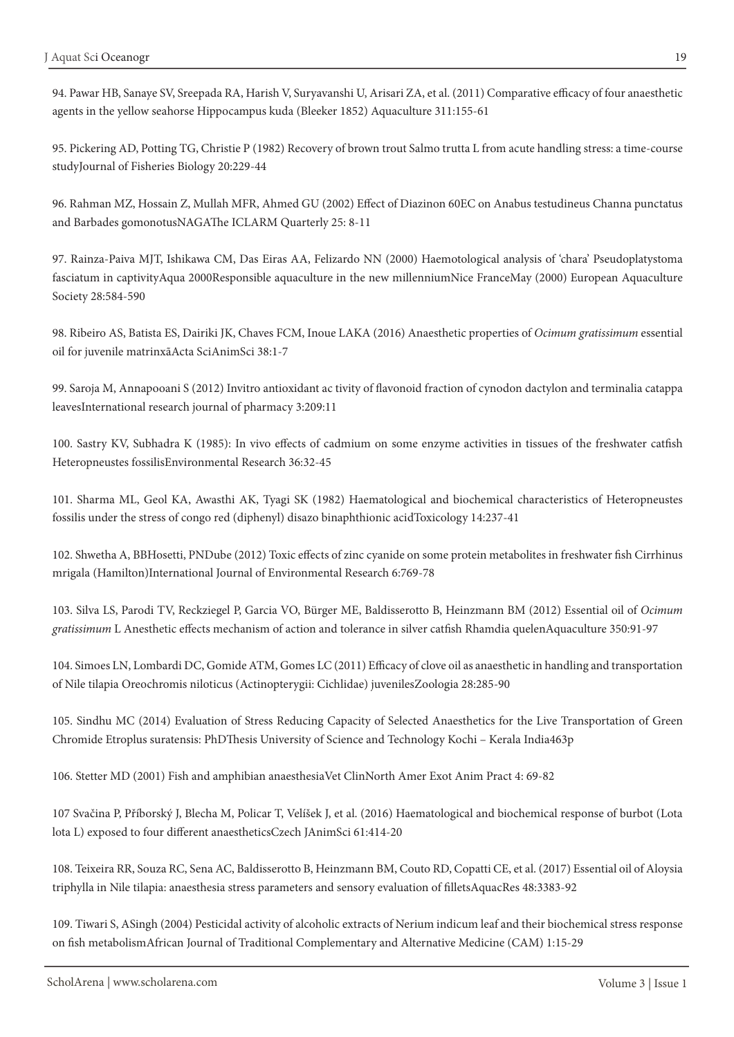94. Pawar HB, Sanaye SV, Sreepada RA, Harish V, Suryavanshi U, Arisari ZA, et al. (2011) Comparative efficacy of four anaesthetic agents in the yellow seahorse Hippocampus kuda (Bleeker 1852) Aquaculture 311:155-61

95. Pickering AD, Potting TG, Christie P (1982) Recovery of brown trout Salmo trutta L from acute handling stress: a time-course studyJournal of Fisheries Biology 20:229-44

96. Rahman MZ, Hossain Z, Mullah MFR, Ahmed GU (2002) Effect of Diazinon 60EC on Anabus testudineus Channa punctatus and Barbades gomonotusNAGAThe ICLARM Quarterly 25: 8-11

97. Rainza-Paiva MJT, Ishikawa CM, Das Eiras AA, Felizardo NN (2000) Haemotological analysis of 'chara' Pseudoplatystoma fasciatum in captivityAqua 2000Responsible aquaculture in the new millenniumNice FranceMay (2000) European Aquaculture Society 28:584-590

98. Ribeiro AS, Batista ES, Dairiki JK, Chaves FCM, Inoue LAKA (2016) Anaesthetic properties of *Ocimum gratissimum* essential oil for juvenile matrinxãActa SciAnimSci 38:1-7

99. Saroja M, Annapooani S (2012) Invitro antioxidant ac tivity of flavonoid fraction of cynodon dactylon and terminalia catappa leavesInternational research journal of pharmacy 3:209:11

100. Sastry KV, Subhadra K (1985): In vivo effects of cadmium on some enzyme activities in tissues of the freshwater catfish Heteropneustes fossilisEnvironmental Research 36:32-45

101. Sharma ML, Geol KA, Awasthi AK, Tyagi SK (1982) Haematological and biochemical characteristics of Heteropneustes fossilis under the stress of congo red (diphenyl) disazo binaphthionic acidToxicology 14:237-41

102. Shwetha A, BBHosetti, PNDube (2012) Toxic effects of zinc cyanide on some protein metabolites in freshwater fish Cirrhinus mrigala (Hamilton)International Journal of Environmental Research 6:769-78

103. Silva LS, Parodi TV, Reckziegel P, Garcia VO, Bürger ME, Baldisserotto B, Heinzmann BM (2012) Essential oil of *Ocimum gratissimum* L Anesthetic effects mechanism of action and tolerance in silver catfish Rhamdia quelenAquaculture 350:91-97

104. Simoes LN, Lombardi DC, Gomide ATM, Gomes LC (2011) Efficacy of clove oil as anaesthetic in handling and transportation of Nile tilapia Oreochromis niloticus (Actinopterygii: Cichlidae) juvenilesZoologia 28:285-90

105. Sindhu MC (2014) Evaluation of Stress Reducing Capacity of Selected Anaesthetics for the Live Transportation of Green Chromide Etroplus suratensis: PhDThesis University of Science and Technology Kochi – Kerala India463p

106. Stetter MD (2001) Fish and amphibian anaesthesiaVet ClinNorth Amer Exot Anim Pract 4: 69-82

107 Svačina P, Příborský J, Blecha M, Policar T, Velíšek J, et al. (2016) Haematological and biochemical response of burbot (Lota lota L) exposed to four different anaestheticsCzech JAnimSci 61:414-20

108. Teixeira RR, Souza RC, Sena AC, Baldisserotto B, Heinzmann BM, Couto RD, Copatti CE, et al. (2017) Essential oil of Aloysia triphylla in Nile tilapia: anaesthesia stress parameters and sensory evaluation of filletsAquacRes 48:3383-92

109. Tiwari S, ASingh (2004) Pesticidal activity of alcoholic extracts of Nerium indicum leaf and their biochemical stress response on fish metabolismAfrican Journal of Traditional Complementary and Alternative Medicine (CAM) 1:15-29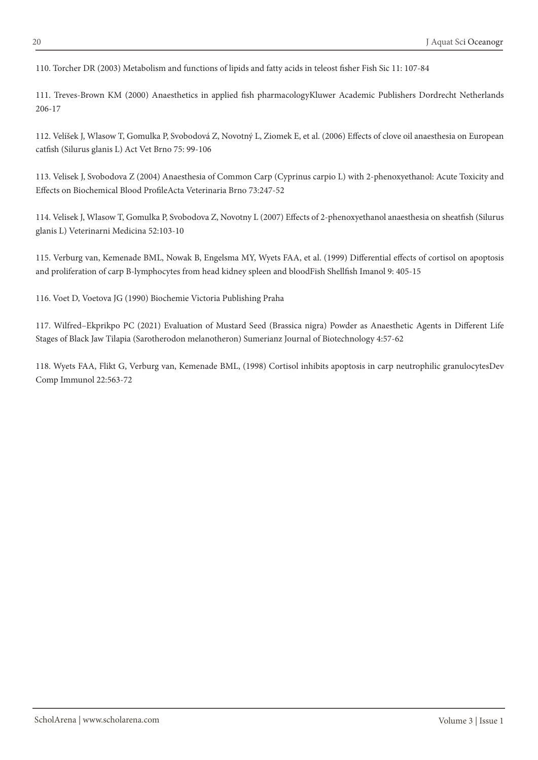110. Torcher DR (2003) Metabolism and functions of lipids and fatty acids in teleost fisher Fish Sic 11: 107-84

111. Treves-Brown KM (2000) Anaesthetics in applied fish pharmacologyKluwer Academic Publishers Dordrecht Netherlands 206-17

112. Velíšek J, Wlasow T, Gomulka P, Svobodová Z, Novotný L, Ziomek E, et al. (2006) Effects of clove oil anaesthesia on European catfish (Silurus glanis L) Act Vet Brno 75: 99-106

113. Velisek J, Svobodova Z (2004) Anaesthesia of Common Carp (Cyprinus carpio L) with 2-phenoxyethanol: Acute Toxicity and Effects on Biochemical Blood ProfileActa Veterinaria Brno 73:247-52

114. Velisek J, Wlasow T, Gomulka P, Svobodova Z, Novotny L (2007) Effects of 2-phenoxyethanol anaesthesia on sheatfish (Silurus glanis L) Veterinarni Medicina 52:103-10

115. Verburg van, Kemenade BML, Nowak B, Engelsma MY, Wyets FAA, et al. (1999) Differential effects of cortisol on apoptosis and proliferation of carp B-lymphocytes from head kidney spleen and bloodFish Shellfish Imanol 9: 405-15

116. Voet D, Voetova JG (1990) Biochemie Victoria Publishing Praha

117. Wilfred–Ekprikpo PC (2021) Evaluation of Mustard Seed (Brassica nigra) Powder as Anaesthetic Agents in Different Life Stages of Black Jaw Tilapia (Sarotherodon melanotheron) Sumerianz Journal of Biotechnology 4:57-62

118. Wyets FAA, Flikt G, Verburg van, Kemenade BML, (1998) Cortisol inhibits apoptosis in carp neutrophilic granulocytesDev Comp Immunol 22:563-72